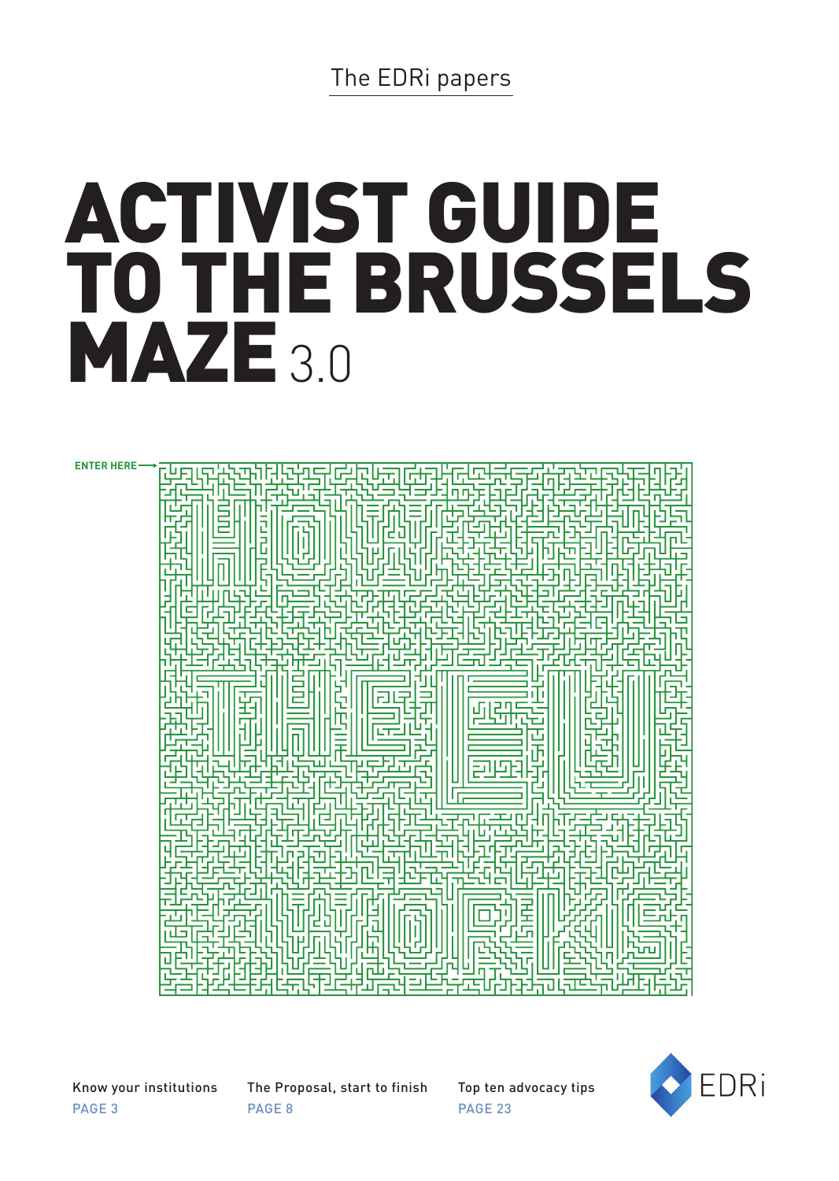The EDRi papers

# ACTIVIST GUIDE TO THE BRUSSELS MAZE 3.0

ENTER HERE

Know your institutions
PAGE 3

The Proposal, start to finish
PAGE 8

Top ten advocacy tips
PAGE 23

EDRi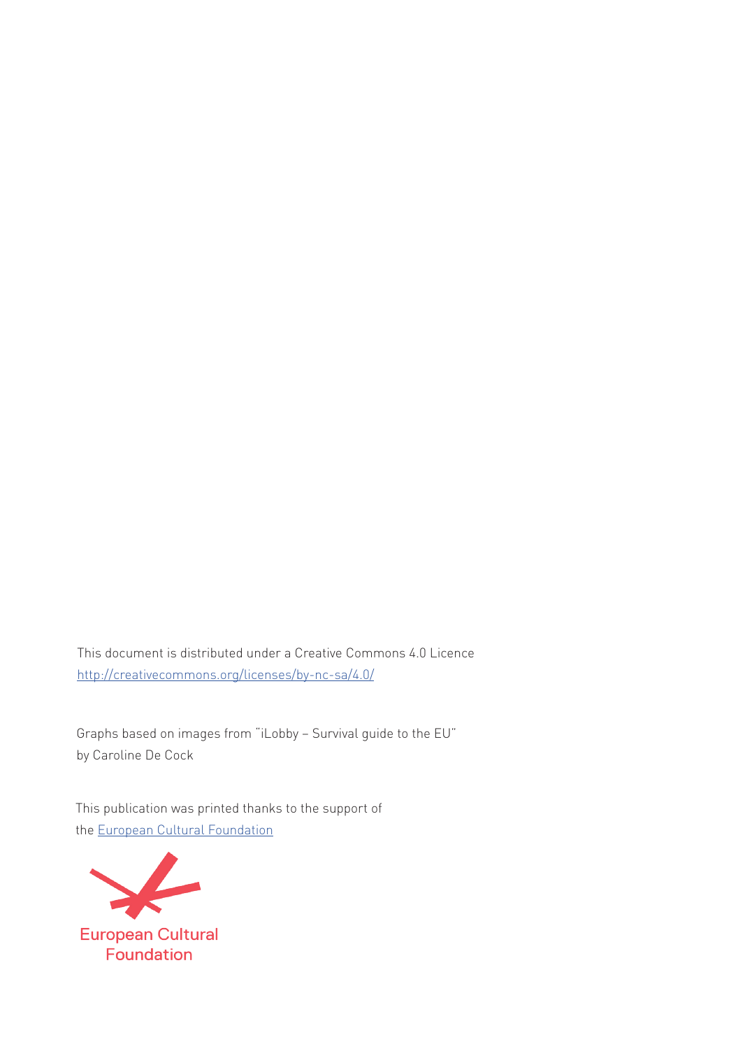This document is distributed under a Creative Commons 4.0 Licence
[http://creativecommons.org/licenses/by-nc-sa/4.0/](http://creativecommons.org/licenses/by-nc-sa/4.0/)

Graphs based on images from "iLobby – Survival guide to the EU"
by Caroline De Cock

This publication was printed thanks to the support of
the European Cultural Foundation

European Cultural
Foundation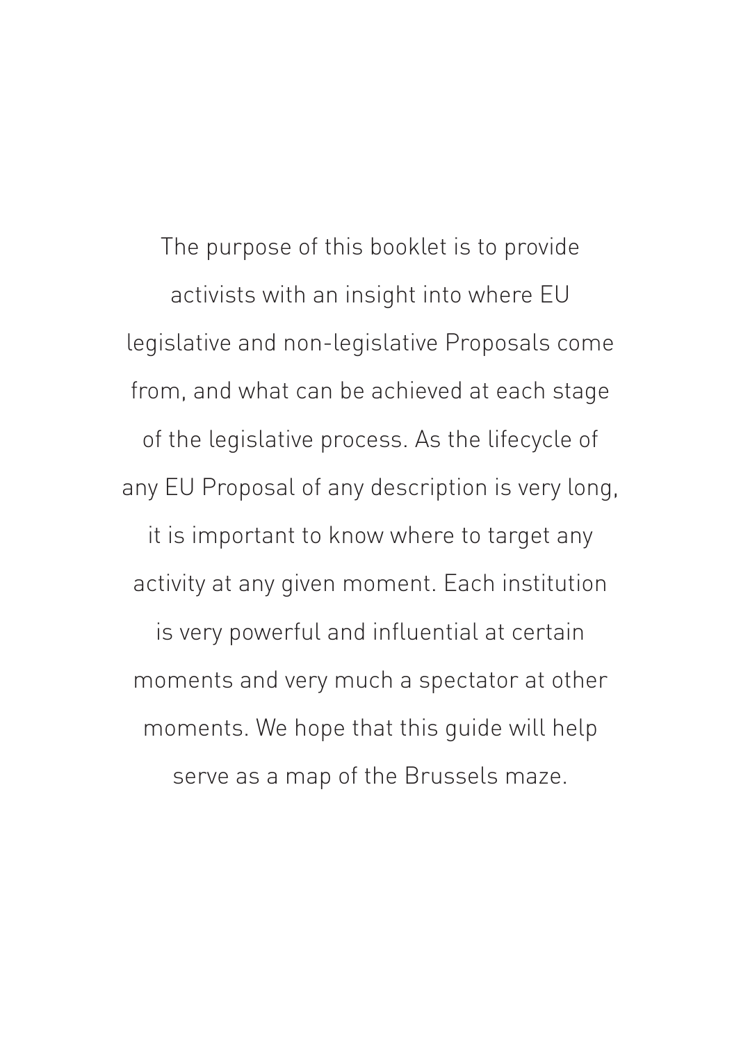The purpose of this booklet is to provide activists with an insight into where EU legislative and non-legislative Proposals come from, and what can be achieved at each stage of the legislative process. As the lifecycle of any EU Proposal of any description is very long, it is important to know where to target any activity at any given moment. Each institution is very powerful and influential at certain moments and very much a spectator at other moments. We hope that this guide will help serve as a map of the Brussels maze.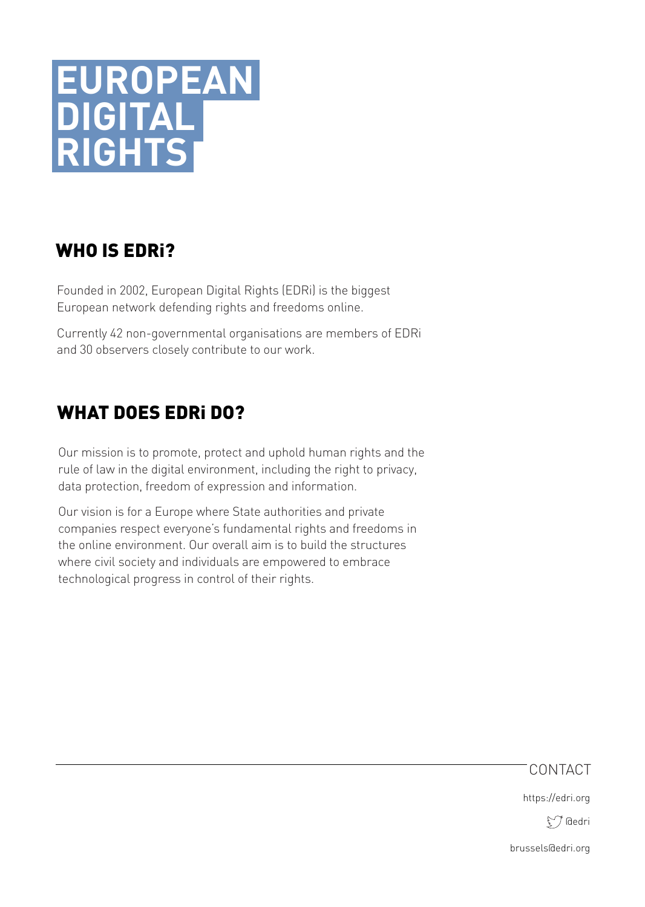# EUROPEAN DIGITAL RIGHTS

## WHO IS EDRi?

Founded in 2002, European Digital Rights (EDRi) is the biggest European network defending rights and freedoms online.

Currently 42 non-governmental organisations are members of EDRi and 30 observers closely contribute to our work.

## WHAT DOES EDRi DO?

Our mission is to promote, protect and uphold human rights and the rule of law in the digital environment, including the right to privacy, data protection, freedom of expression and information.

Our vision is for a Europe where State authorities and private companies respect everyone's fundamental rights and freedoms in the online environment. Our overall aim is to build the structures where civil society and individuals are empowered to embrace technological progress in control of their rights.

CONTACT

https://edri.org

@edri

brussels@edri.org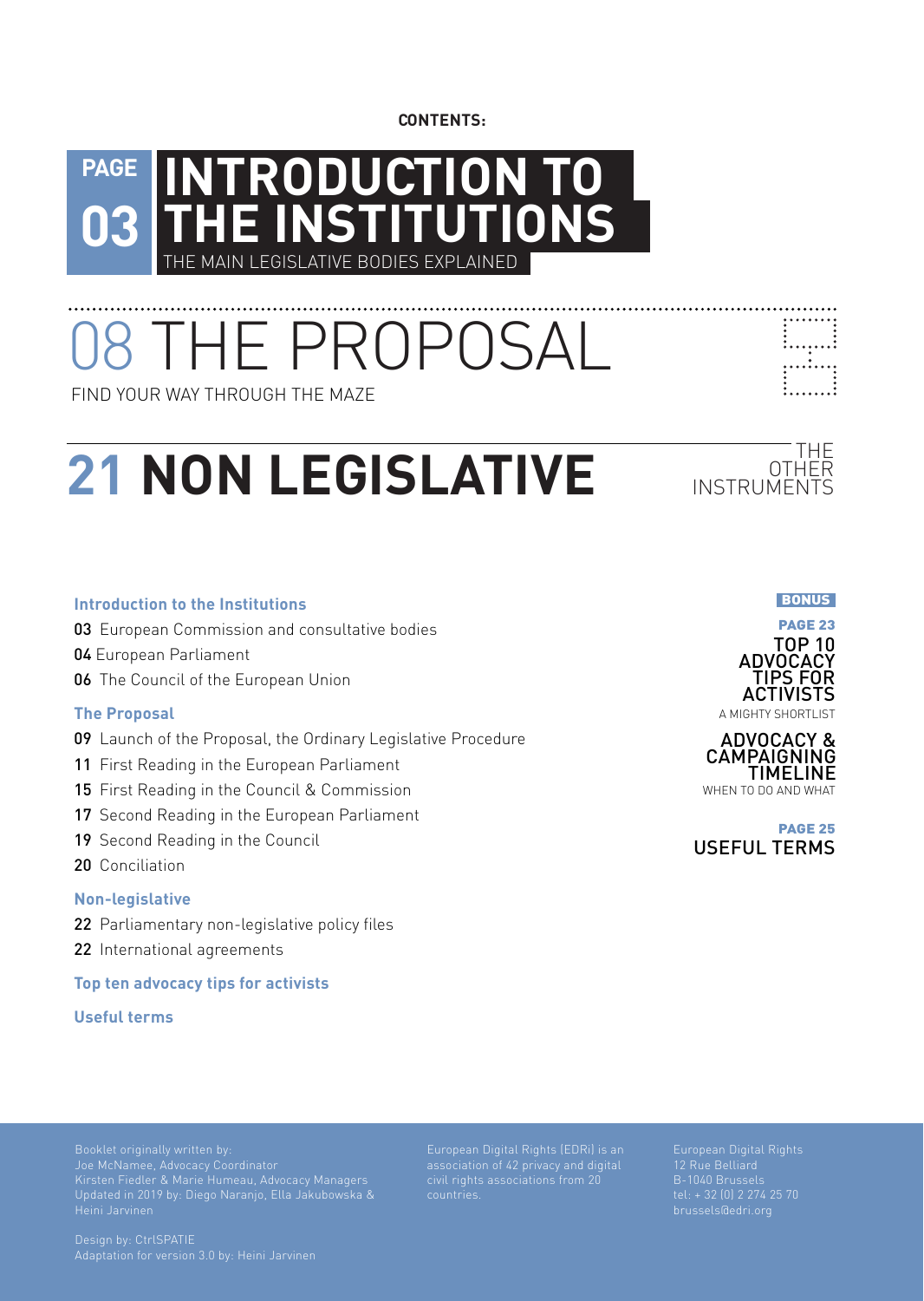**CONTENTS:**

# PAGE 03 INTRODUCTION TO THE INSTITUTIONS

THE MAIN LEGISLATIVE BODIES EXPLAINED

# 08 THE PROPOSAL

FIND YOUR WAY THROUGH THE MAZE

# 21 NON LEGISLATIVE

THE OTHER INSTRUMENTS

### Introduction to the Institutions

**03** European Commission and consultative bodies
**04** European Parliament
**06** The Council of the European Union

### The Proposal

**09** Launch of the Proposal, the Ordinary Legislative Procedure
**11** First Reading in the European Parliament
**15** First Reading in the Council & Commission
**17** Second Reading in the European Parliament
**19** Second Reading in the Council
**20** Conciliation

### Non-legislative

**22** Parliamentary non-legislative policy files
**22** International agreements

### Top ten advocacy tips for activists

### Useful terms

**BONUS**

**PAGE 23**
TOP 10 ADVOCACY TIPS FOR ACTIVISTS
A MIGHTY SHORTLIST

ADVOCACY & CAMPAIGNING TIMELINE
WHEN TO DO AND WHAT

**PAGE 25**
USEFUL TERMS

Booklet originally written by:
Joe McNamee, Advocacy Coordinator
Kirsten Fiedler & Marie Humeau, Advocacy Managers
Updated in 2019 by: Diego Naranjo, Ella Jakubowska & Heini Jarvinen

Design by: CtrlSPATIE
Adaptation for version 3.0 by: Heini Jarvinen

European Digital Rights (EDRi) is an association of 42 privacy and digital civil rights associations from 20 countries.

European Digital Rights
12 Rue Belliard
B-1040 Brussels
tel: + 32 (0) 2 274 25 70
brussels@edri.org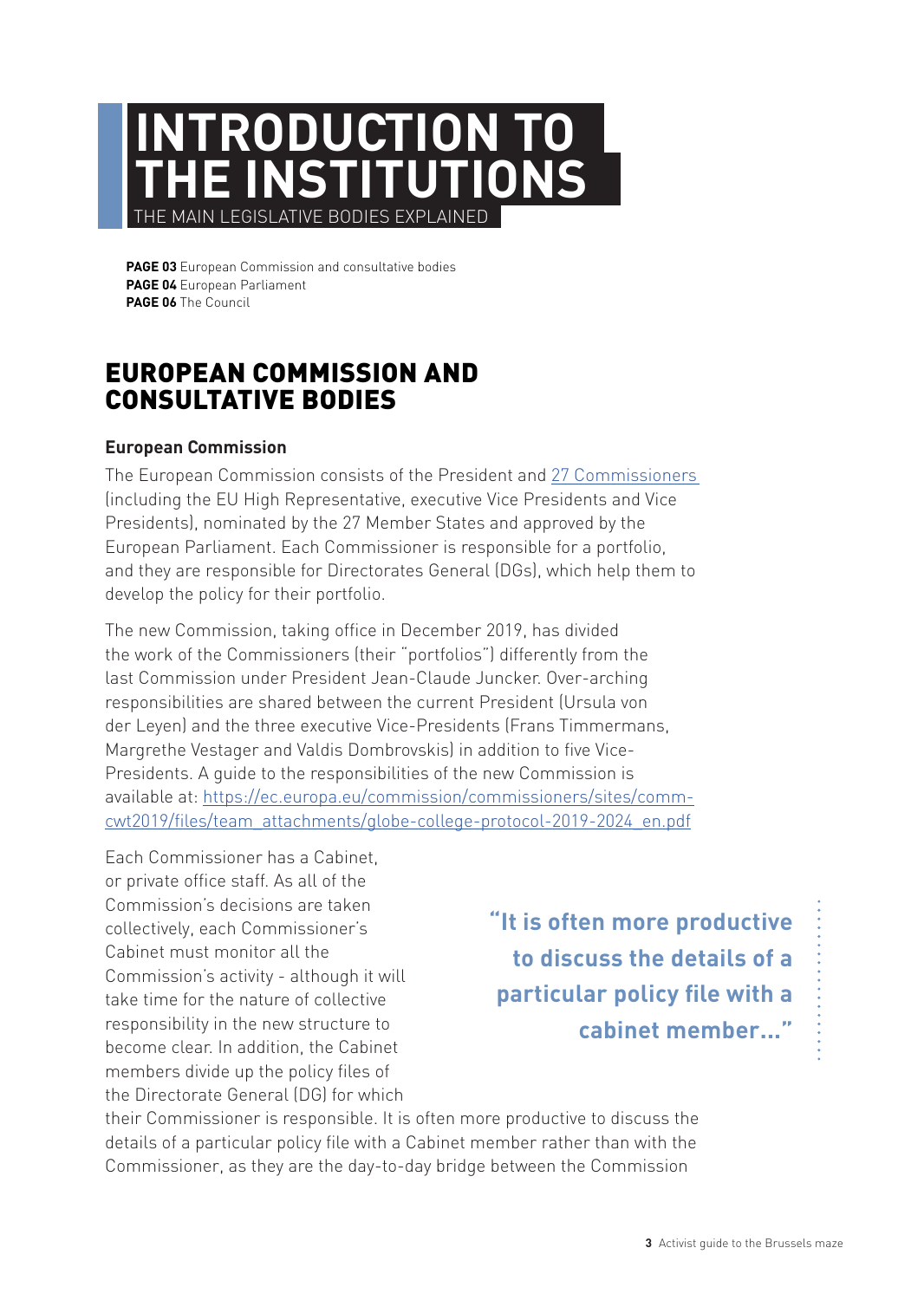# INTRODUCTION TO THE INSTITUTIONS

THE MAIN LEGISLATIVE BODIES EXPLAINED

**PAGE 03** European Commission and consultative bodies
**PAGE 04** European Parliament
**PAGE 06** The Council

## EUROPEAN COMMISSION AND CONSULTATIVE BODIES

### European Commission

The European Commission consists of the President and [27 Commissioners] (including the EU High Representative, executive Vice Presidents and Vice Presidents), nominated by the 27 Member States and approved by the European Parliament. Each Commissioner is responsible for a portfolio, and they are responsible for Directorates General (DGs), which help them to develop the policy for their portfolio.

The new Commission, taking office in December 2019, has divided the work of the Commissioners (their "portfolios") differently from the last Commission under President Jean-Claude Juncker. Over-arching responsibilities are shared between the current President (Ursula von der Leyen) and the three executive Vice-Presidents (Frans Timmermans, Margrethe Vestager and Valdis Dombrovskis) in addition to five Vice-Presidents. A guide to the responsibilities of the new Commission is available at: https://ec.europa.eu/commission/commissioners/sites/comm-cwt2019/files/team_attachments/globe-college-protocol-2019-2024_en.pdf

> **"It is often more productive to discuss the details of a particular policy file with a cabinet member..."**

Each Commissioner has a Cabinet, or private office staff. As all of the Commission's decisions are taken collectively, each Commissioner's Cabinet must monitor all the Commission's activity - although it will take time for the nature of collective responsibility in the new structure to become clear. In addition, the Cabinet members divide up the policy files of the Directorate General (DG) for which their Commissioner is responsible. It is often more productive to discuss the details of a particular policy file with a Cabinet member rather than with the Commissioner, as they are the day-to-day bridge between the Commission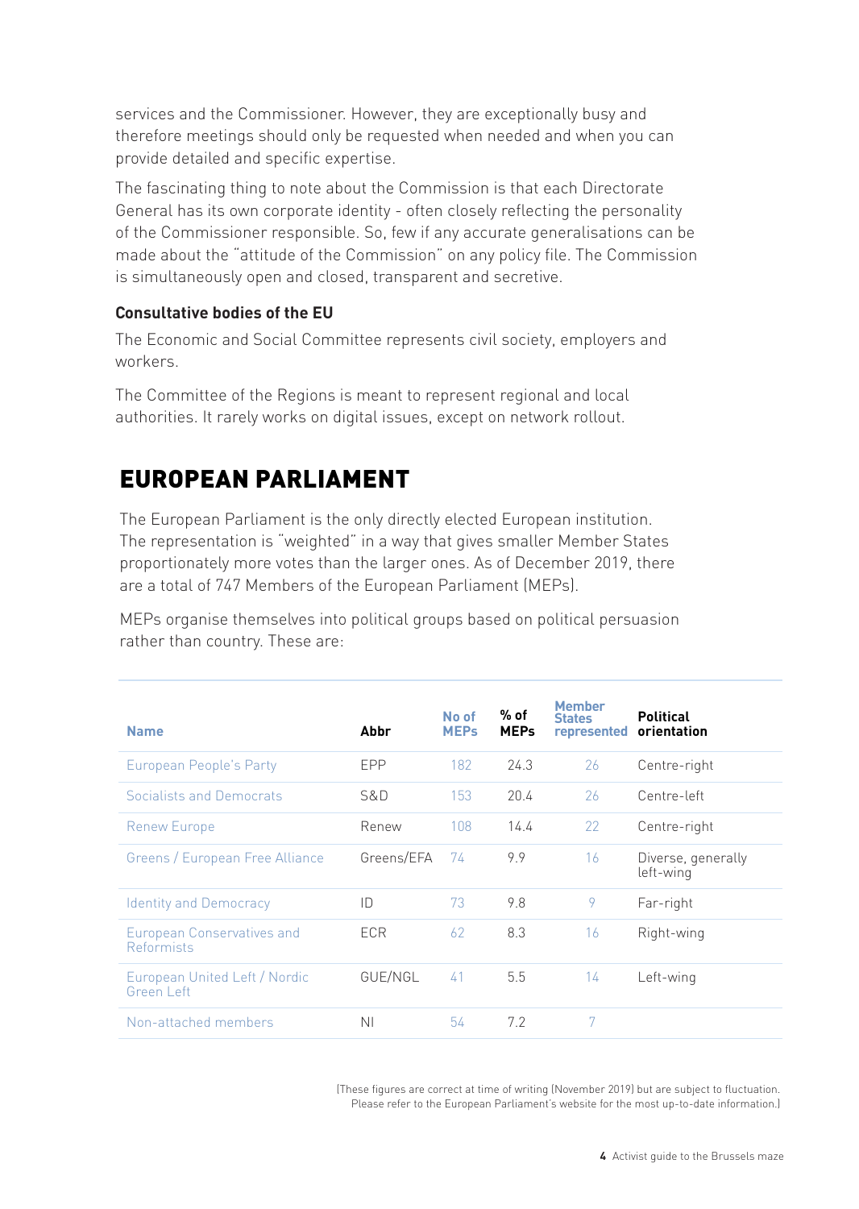services and the Commissioner. However, they are exceptionally busy and therefore meetings should only be requested when needed and when you can provide detailed and specific expertise.

The fascinating thing to note about the Commission is that each Directorate General has its own corporate identity - often closely reflecting the personality of the Commissioner responsible. So, few if any accurate generalisations can be made about the "attitude of the Commission" on any policy file. The Commission is simultaneously open and closed, transparent and secretive.

### Consultative bodies of the EU

The Economic and Social Committee represents civil society, employers and workers.

The Committee of the Regions is meant to represent regional and local authorities. It rarely works on digital issues, except on network rollout.

## EUROPEAN PARLIAMENT

The European Parliament is the only directly elected European institution. The representation is "weighted" in a way that gives smaller Member States proportionately more votes than the larger ones. As of December 2019, there are a total of 747 Members of the European Parliament (MEPs).

MEPs organise themselves into political groups based on political persuasion rather than country. These are:

| Name | Abbr | No of MEPs | % of MEPs | Member States represented | Political orientation |
|---|---|---|---|---|---|
| European People's Party | EPP | 182 | 24.3 | 26 | Centre-right |
| Socialists and Democrats | S&D | 153 | 20.4 | 26 | Centre-left |
| Renew Europe | Renew | 108 | 14.4 | 22 | Centre-right |
| Greens / European Free Alliance | Greens/EFA | 74 | 9.9 | 16 | Diverse, generally left-wing |
| Identity and Democracy | ID | 73 | 9.8 | 9 | Far-right |
| European Conservatives and Reformists | ECR | 62 | 8.3 | 16 | Right-wing |
| European United Left / Nordic Green Left | GUE/NGL | 41 | 5.5 | 14 | Left-wing |
| Non-attached members | NI | 54 | 7.2 | 7 | |

(These figures are correct at time of writing (November 2019) but are subject to fluctuation. Please refer to the European Parliament's website for the most up-to-date information.)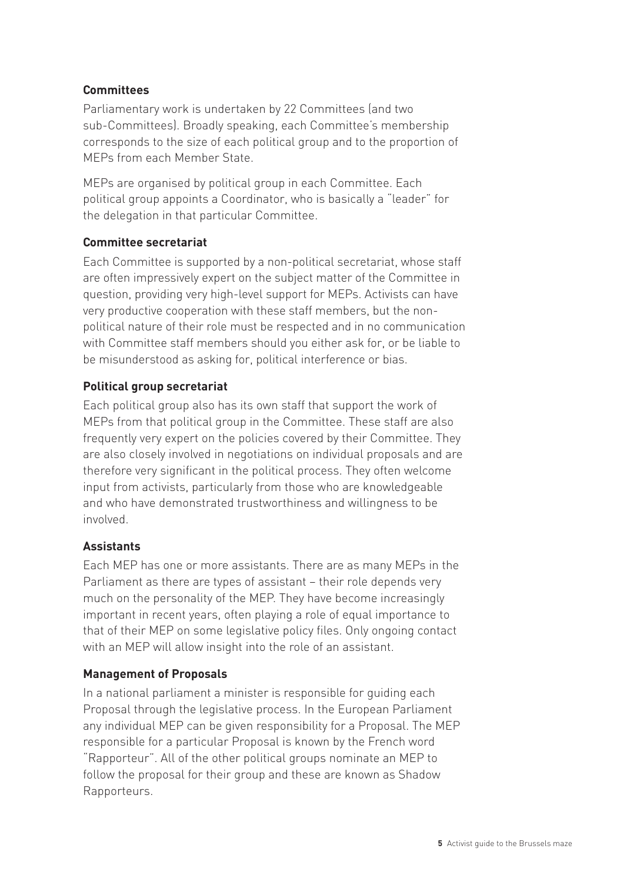### Committees

Parliamentary work is undertaken by 22 Committees (and two sub-Committees). Broadly speaking, each Committee's membership corresponds to the size of each political group and to the proportion of MEPs from each Member State.

MEPs are organised by political group in each Committee. Each political group appoints a Coordinator, who is basically a "leader" for the delegation in that particular Committee.

### Committee secretariat

Each Committee is supported by a non-political secretariat, whose staff are often impressively expert on the subject matter of the Committee in question, providing very high-level support for MEPs. Activists can have very productive cooperation with these staff members, but the non-political nature of their role must be respected and in no communication with Committee staff members should you either ask for, or be liable to be misunderstood as asking for, political interference or bias.

### Political group secretariat

Each political group also has its own staff that support the work of MEPs from that political group in the Committee. These staff are also frequently very expert on the policies covered by their Committee. They are also closely involved in negotiations on individual proposals and are therefore very significant in the political process. They often welcome input from activists, particularly from those who are knowledgeable and who have demonstrated trustworthiness and willingness to be involved.

### Assistants

Each MEP has one or more assistants. There are as many MEPs in the Parliament as there are types of assistant – their role depends very much on the personality of the MEP. They have become increasingly important in recent years, often playing a role of equal importance to that of their MEP on some legislative policy files. Only ongoing contact with an MEP will allow insight into the role of an assistant.

### Management of Proposals

In a national parliament a minister is responsible for guiding each Proposal through the legislative process. In the European Parliament any individual MEP can be given responsibility for a Proposal. The MEP responsible for a particular Proposal is known by the French word "Rapporteur". All of the other political groups nominate an MEP to follow the proposal for their group and these are known as Shadow Rapporteurs.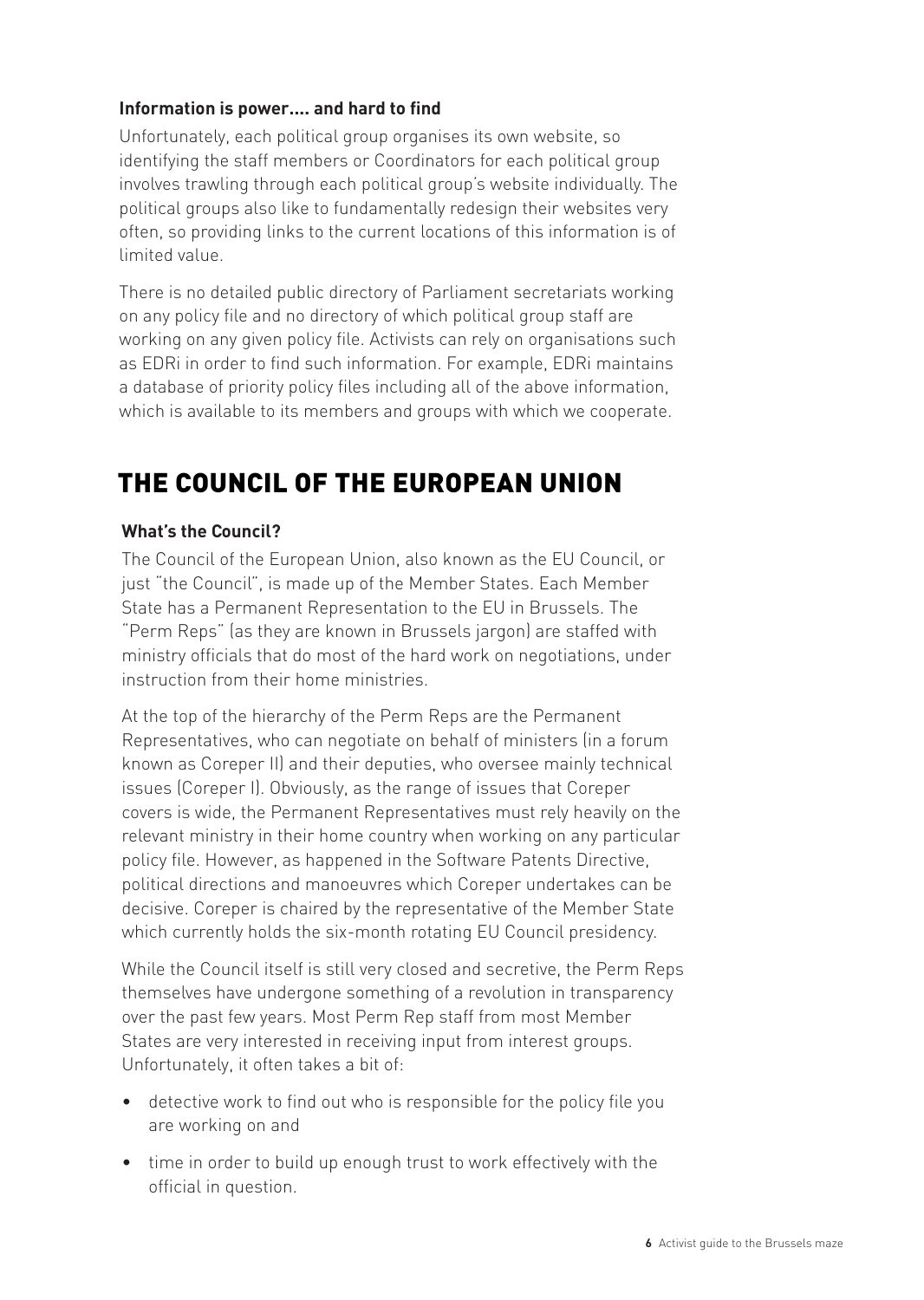**Information is power.... and hard to find**

Unfortunately, each political group organises its own website, so identifying the staff members or Coordinators for each political group involves trawling through each political group's website individually. The political groups also like to fundamentally redesign their websites very often, so providing links to the current locations of this information is of limited value.

There is no detailed public directory of Parliament secretariats working on any policy file and no directory of which political group staff are working on any given policy file. Activists can rely on organisations such as EDRi in order to find such information. For example, EDRi maintains a database of priority policy files including all of the above information, which is available to its members and groups with which we cooperate.

## THE COUNCIL OF THE EUROPEAN UNION

**What's the Council?**

The Council of the European Union, also known as the EU Council, or just "the Council", is made up of the Member States. Each Member State has a Permanent Representation to the EU in Brussels. The "Perm Reps" (as they are known in Brussels jargon) are staffed with ministry officials that do most of the hard work on negotiations, under instruction from their home ministries.

At the top of the hierarchy of the Perm Reps are the Permanent Representatives, who can negotiate on behalf of ministers (in a forum known as Coreper II) and their deputies, who oversee mainly technical issues (Coreper I). Obviously, as the range of issues that Coreper covers is wide, the Permanent Representatives must rely heavily on the relevant ministry in their home country when working on any particular policy file. However, as happened in the Software Patents Directive, political directions and manoeuvres which Coreper undertakes can be decisive. Coreper is chaired by the representative of the Member State which currently holds the six-month rotating EU Council presidency.

While the Council itself is still very closed and secretive, the Perm Reps themselves have undergone something of a revolution in transparency over the past few years. Most Perm Rep staff from most Member States are very interested in receiving input from interest groups. Unfortunately, it often takes a bit of:

- detective work to find out who is responsible for the policy file you are working on and
- time in order to build up enough trust to work effectively with the official in question.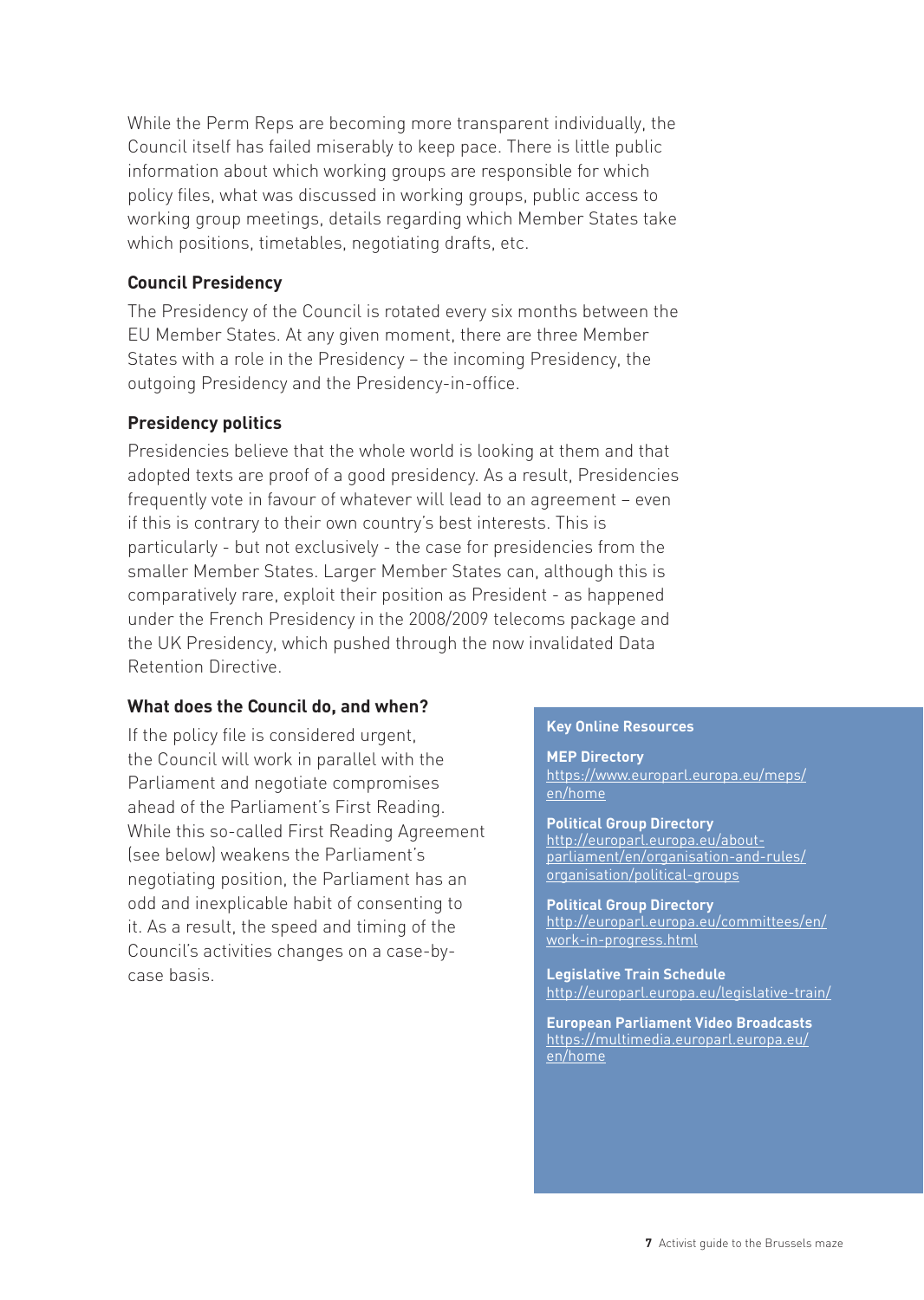While the Perm Reps are becoming more transparent individually, the Council itself has failed miserably to keep pace. There is little public information about which working groups are responsible for which policy files, what was discussed in working groups, public access to working group meetings, details regarding which Member States take which positions, timetables, negotiating drafts, etc.

### Council Presidency

The Presidency of the Council is rotated every six months between the EU Member States. At any given moment, there are three Member States with a role in the Presidency – the incoming Presidency, the outgoing Presidency and the Presidency-in-office.

### Presidency politics

Presidencies believe that the whole world is looking at them and that adopted texts are proof of a good presidency. As a result, Presidencies frequently vote in favour of whatever will lead to an agreement – even if this is contrary to their own country's best interests. This is particularly - but not exclusively - the case for presidencies from the smaller Member States. Larger Member States can, although this is comparatively rare, exploit their position as President - as happened under the French Presidency in the 2008/2009 telecoms package and the UK Presidency, which pushed through the now invalidated Data Retention Directive.

### What does the Council do, and when?

If the policy file is considered urgent, the Council will work in parallel with the Parliament and negotiate compromises ahead of the Parliament's First Reading. While this so-called First Reading Agreement (see below) weakens the Parliament's negotiating position, the Parliament has an odd and inexplicable habit of consenting to it. As a result, the speed and timing of the Council's activities changes on a case-by-case basis.

**Key Online Resources**

**MEP Directory**
https://www.europarl.europa.eu/meps/en/home

**Political Group Directory**
http://europarl.europa.eu/about-parliament/en/organisation-and-rules/organisation/political-groups

**Political Group Directory**
http://europarl.europa.eu/committees/en/work-in-progress.html

**Legislative Train Schedule**
http://europarl.europa.eu/legislative-train/

**European Parliament Video Broadcasts**
https://multimedia.europarl.europa.eu/en/home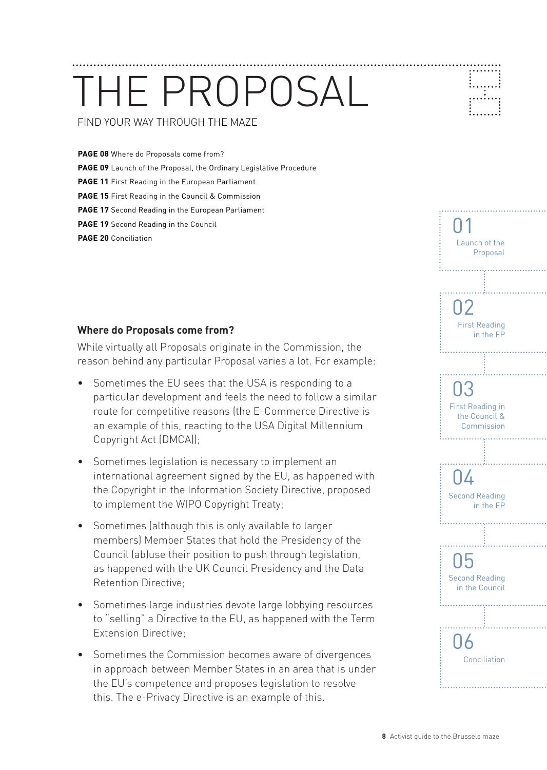# THE PROPOSAL

FIND YOUR WAY THROUGH THE MAZE

**PAGE 08** Where do Proposals come from?
**PAGE 09** Launch of the Proposal, the Ordinary Legislative Procedure
**PAGE 11** First Reading in the European Parliament
**PAGE 15** First Reading in the Council & Commission
**PAGE 17** Second Reading in the European Parliament
**PAGE 19** Second Reading in the Council
**PAGE 20** Conciliation

01 Launch of the Proposal

02 First Reading in the EP

03 First Reading in the Council & Commission

04 Second Reading in the EP

05 Second Reading in the Council

06 Conciliation

### Where do Proposals come from?

While virtually all Proposals originate in the Commission, the reason behind any particular Proposal varies a lot. For example:

- Sometimes the EU sees that the USA is responding to a particular development and feels the need to follow a similar route for competitive reasons (the E-Commerce Directive is an example of this, reacting to the USA Digital Millennium Copyright Act (DMCA));
- Sometimes legislation is necessary to implement an international agreement signed by the EU, as happened with the Copyright in the Information Society Directive, proposed to implement the WIPO Copyright Treaty;
- Sometimes (although this is only available to larger members) Member States that hold the Presidency of the Council (ab)use their position to push through legislation, as happened with the UK Council Presidency and the Data Retention Directive;
- Sometimes large industries devote large lobbying resources to "selling" a Directive to the EU, as happened with the Term Extension Directive;
- Sometimes the Commission becomes aware of divergences in approach between Member States in an area that is under the EU's competence and proposes legislation to resolve this. The e-Privacy Directive is an example of this.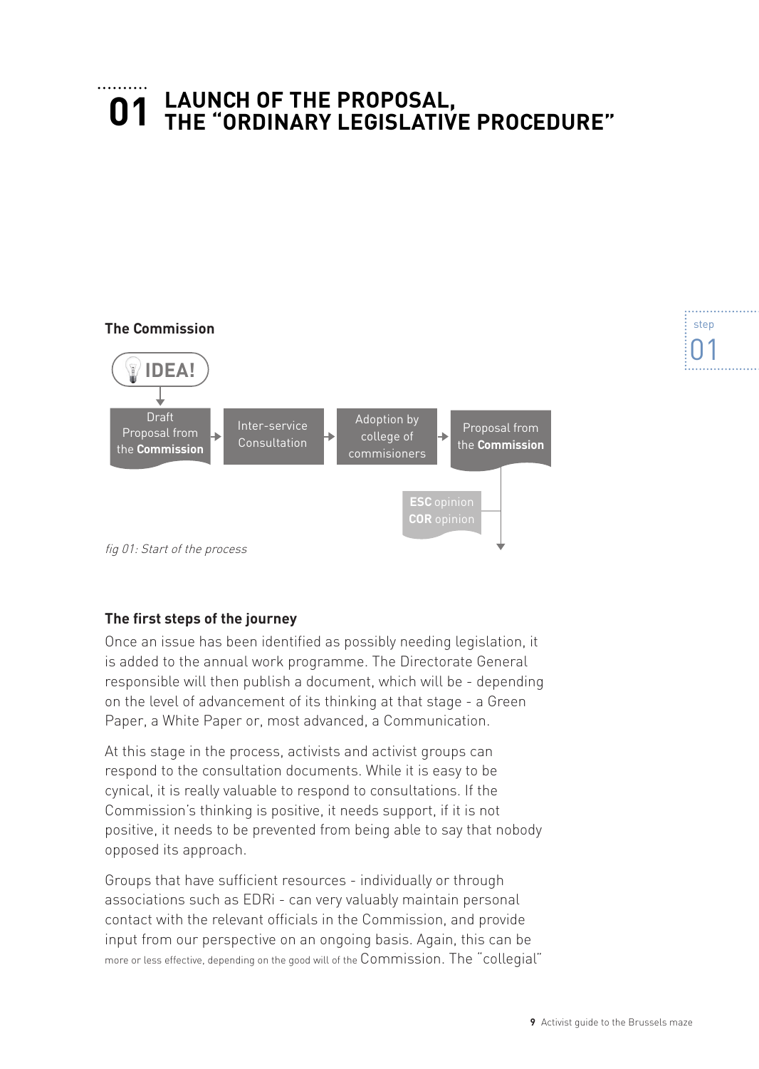# 01 LAUNCH OF THE PROPOSAL, THE "ORDINARY LEGISLATIVE PROCEDURE"

**The Commission**

IDEA! → Draft Proposal from the **Commission** → Inter-service Consultation → Adoption by college of commisioners → Proposal from the **Commission**

**ESC** opinion
**COR** opinion

*fig 01: Start of the process*

### The first steps of the journey

Once an issue has been identified as possibly needing legislation, it is added to the annual work programme. The Directorate General responsible will then publish a document, which will be - depending on the level of advancement of its thinking at that stage - a Green Paper, a White Paper or, most advanced, a Communication.

At this stage in the process, activists and activist groups can respond to the consultation documents. While it is easy to be cynical, it is really valuable to respond to consultations. If the Commission's thinking is positive, it needs support, if it is not positive, it needs to be prevented from being able to say that nobody opposed its approach.

Groups that have sufficient resources - individually or through associations such as EDRi - can very valuably maintain personal contact with the relevant officials in the Commission, and provide input from our perspective on an ongoing basis. Again, this can be more or less effective, depending on the good will of the Commission. The "collegial"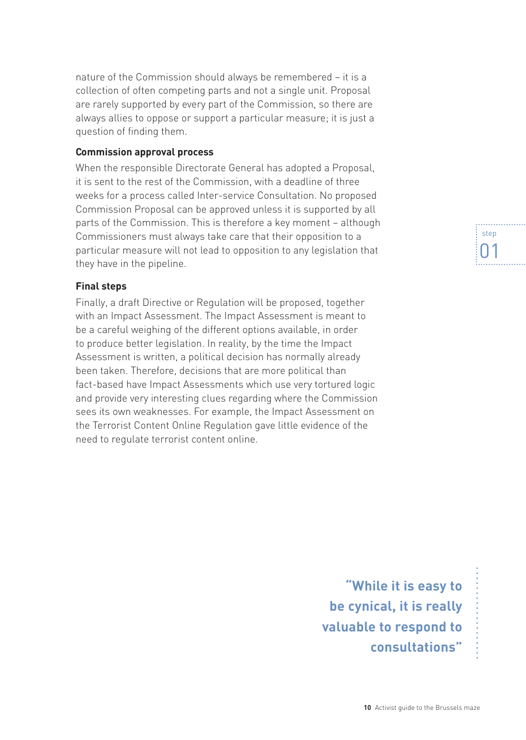nature of the Commission should always be remembered – it is a collection of often competing parts and not a single unit. Proposal are rarely supported by every part of the Commission, so there are always allies to oppose or support a particular measure; it is just a question of finding them.

**Commission approval process**

When the responsible Directorate General has adopted a Proposal, it is sent to the rest of the Commission, with a deadline of three weeks for a process called Inter-service Consultation. No proposed Commission Proposal can be approved unless it is supported by all parts of the Commission. This is therefore a key moment – although Commissioners must always take care that their opposition to a particular measure will not lead to opposition to any legislation that they have in the pipeline.

**Final steps**

Finally, a draft Directive or Regulation will be proposed, together with an Impact Assessment. The Impact Assessment is meant to be a careful weighing of the different options available, in order to produce better legislation. In reality, by the time the Impact Assessment is written, a political decision has normally already been taken. Therefore, decisions that are more political than fact-based have Impact Assessments which use very tortured logic and provide very interesting clues regarding where the Commission sees its own weaknesses. For example, the Impact Assessment on the Terrorist Content Online Regulation gave little evidence of the need to regulate terrorist content online.

> **"While it is easy to be cynical, it is really valuable to respond to consultations"**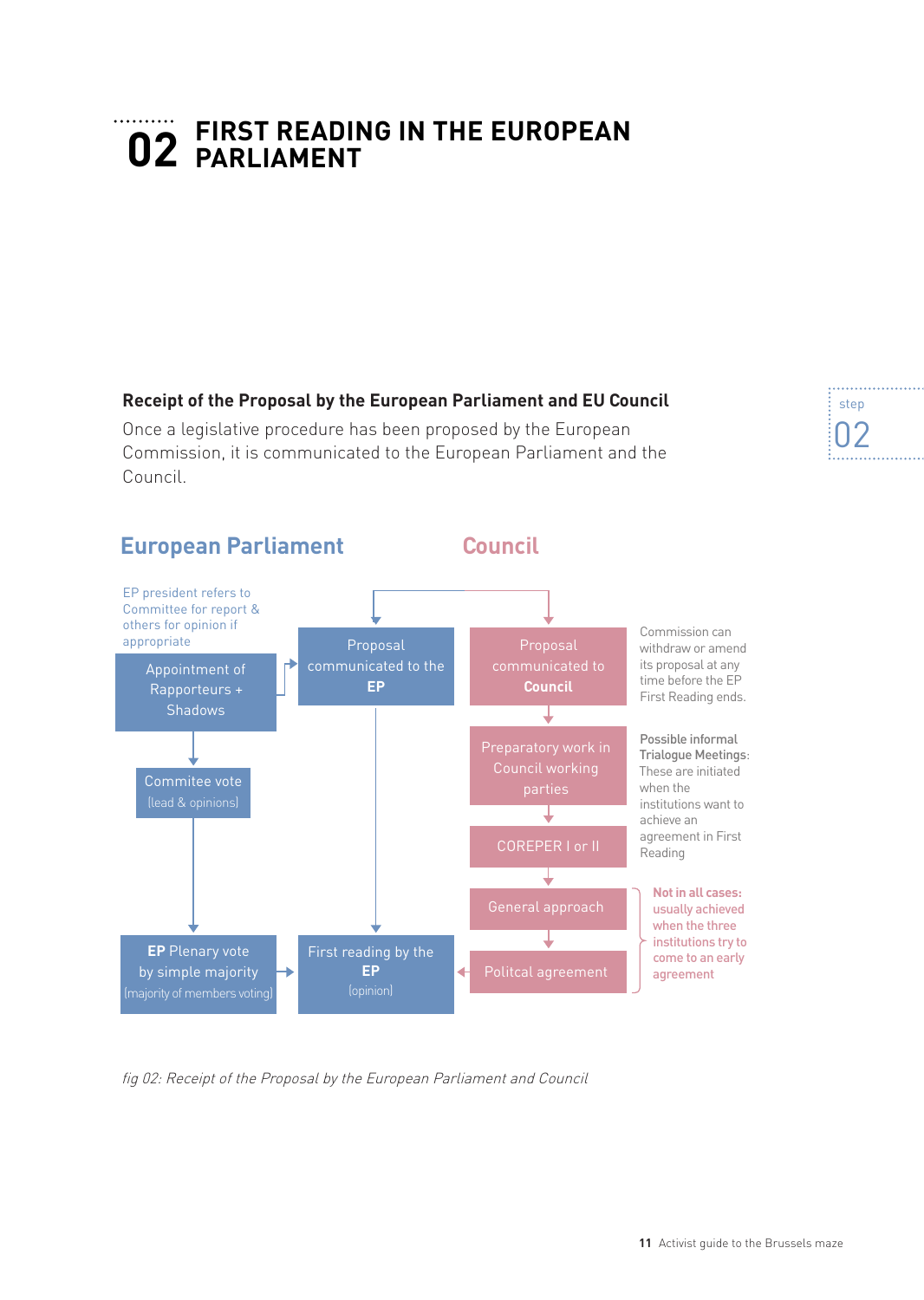# 02 FIRST READING IN THE EUROPEAN PARLIAMENT

step 02

**Receipt of the Proposal by the European Parliament and EU Council**

Once a legislative procedure has been proposed by the European Commission, it is communicated to the European Parliament and the Council.

**European Parliament**

**Council**

EP president refers to Committee for report & others for opinion if appropriate

Appointment of Rapporteurs + Shadows

Proposal communicated to the **EP**

Proposal communicated to **Council**

Commission can withdraw or amend its proposal at any time before the EP First Reading ends.

Commitee vote (lead & opinions)

Preparatory work in Council working parties

**Possible informal Trialogue Meetings**: These are initiated when the institutions want to achieve an agreement in First Reading

COREPER I or II

General approach

**Not in all cases: usually achieved when the three institutions try to come to an early agreement**

**EP** Plenary vote by simple majority (majority of members voting)

First reading by the **EP** (opinion)

Politcal agreement

*fig 02: Receipt of the Proposal by the European Parliament and Council*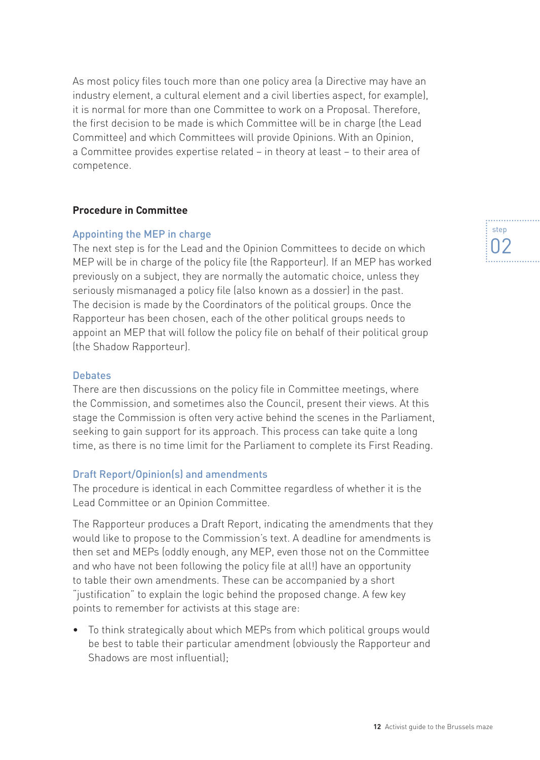As most policy files touch more than one policy area (a Directive may have an industry element, a cultural element and a civil liberties aspect, for example), it is normal for more than one Committee to work on a Proposal. Therefore, the first decision to be made is which Committee will be in charge (the Lead Committee) and which Committees will provide Opinions. With an Opinion, a Committee provides expertise related – in theory at least – to their area of competence.

## Procedure in Committee

### Appointing the MEP in charge

The next step is for the Lead and the Opinion Committees to decide on which MEP will be in charge of the policy file (the Rapporteur). If an MEP has worked previously on a subject, they are normally the automatic choice, unless they seriously mismanaged a policy file (also known as a dossier) in the past. The decision is made by the Coordinators of the political groups. Once the Rapporteur has been chosen, each of the other political groups needs to appoint an MEP that will follow the policy file on behalf of their political group (the Shadow Rapporteur).

### Debates

There are then discussions on the policy file in Committee meetings, where the Commission, and sometimes also the Council, present their views. At this stage the Commission is often very active behind the scenes in the Parliament, seeking to gain support for its approach. This process can take quite a long time, as there is no time limit for the Parliament to complete its First Reading.

### Draft Report/Opinion(s) and amendments

The procedure is identical in each Committee regardless of whether it is the Lead Committee or an Opinion Committee.

The Rapporteur produces a Draft Report, indicating the amendments that they would like to propose to the Commission's text. A deadline for amendments is then set and MEPs (oddly enough, any MEP, even those not on the Committee and who have not been following the policy file at all!) have an opportunity to table their own amendments. These can be accompanied by a short "justification" to explain the logic behind the proposed change. A few key points to remember for activists at this stage are:

- To think strategically about which MEPs from which political groups would be best to table their particular amendment (obviously the Rapporteur and Shadows are most influential);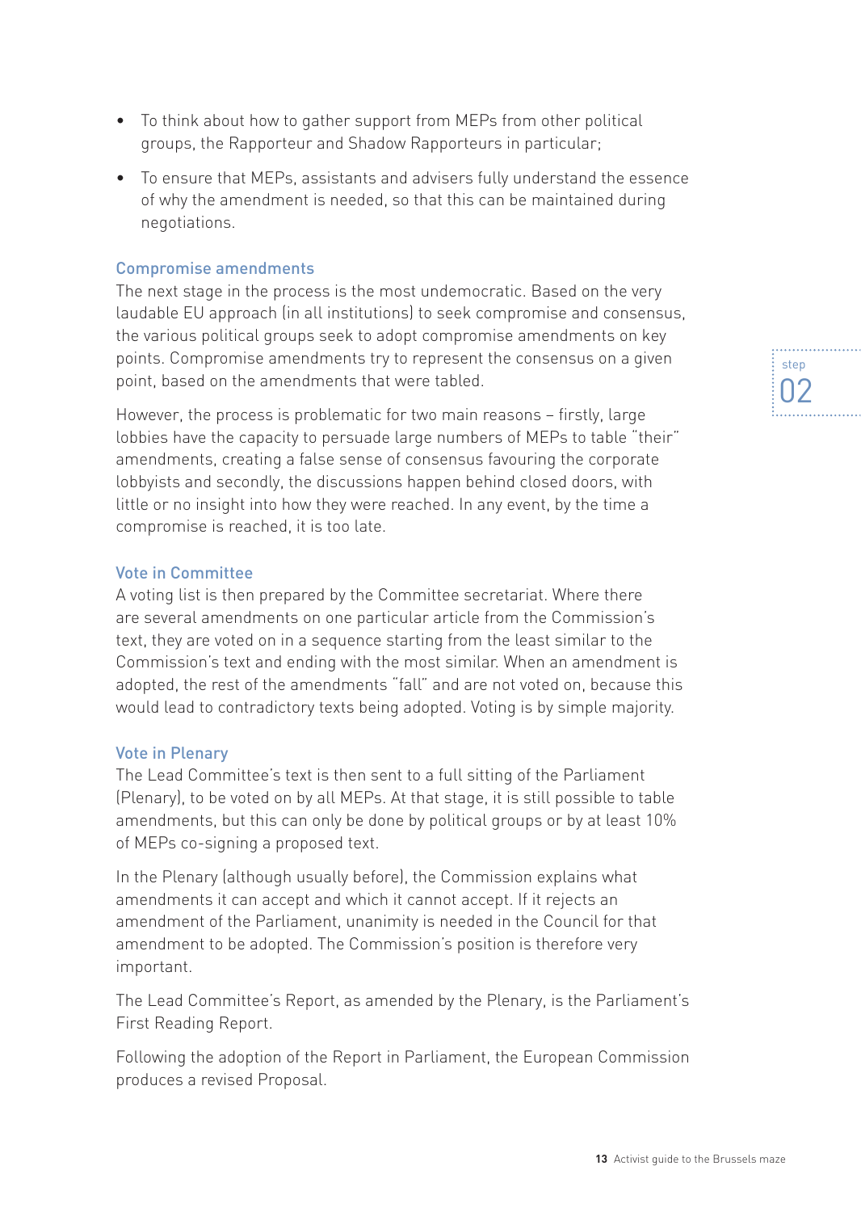- To think about how to gather support from MEPs from other political groups, the Rapporteur and Shadow Rapporteurs in particular;
- To ensure that MEPs, assistants and advisers fully understand the essence of why the amendment is needed, so that this can be maintained during negotiations.

### Compromise amendments

The next stage in the process is the most undemocratic. Based on the very laudable EU approach (in all institutions) to seek compromise and consensus, the various political groups seek to adopt compromise amendments on key points. Compromise amendments try to represent the consensus on a given point, based on the amendments that were tabled.

However, the process is problematic for two main reasons – firstly, large lobbies have the capacity to persuade large numbers of MEPs to table "their" amendments, creating a false sense of consensus favouring the corporate lobbyists and secondly, the discussions happen behind closed doors, with little or no insight into how they were reached. In any event, by the time a compromise is reached, it is too late.

### Vote in Committee

A voting list is then prepared by the Committee secretariat. Where there are several amendments on one particular article from the Commission's text, they are voted on in a sequence starting from the least similar to the Commission's text and ending with the most similar. When an amendment is adopted, the rest of the amendments "fall" and are not voted on, because this would lead to contradictory texts being adopted. Voting is by simple majority.

### Vote in Plenary

The Lead Committee's text is then sent to a full sitting of the Parliament (Plenary), to be voted on by all MEPs. At that stage, it is still possible to table amendments, but this can only be done by political groups or by at least 10% of MEPs co-signing a proposed text.

In the Plenary (although usually before), the Commission explains what amendments it can accept and which it cannot accept. If it rejects an amendment of the Parliament, unanimity is needed in the Council for that amendment to be adopted. The Commission's position is therefore very important.

The Lead Committee's Report, as amended by the Plenary, is the Parliament's First Reading Report.

Following the adoption of the Report in Parliament, the European Commission produces a revised Proposal.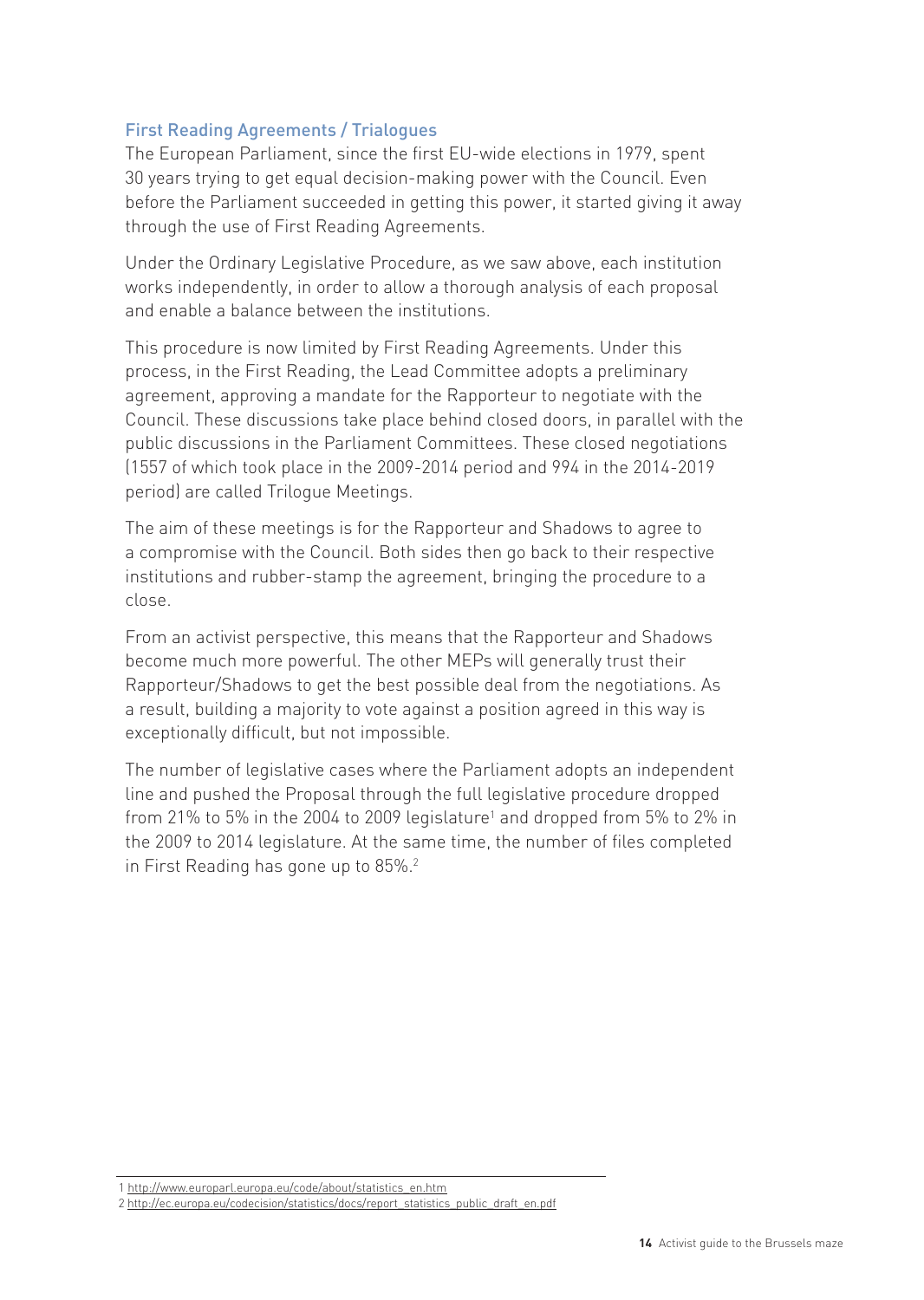### First Reading Agreements / Trialogues

The European Parliament, since the first EU-wide elections in 1979, spent 30 years trying to get equal decision-making power with the Council. Even before the Parliament succeeded in getting this power, it started giving it away through the use of First Reading Agreements.

Under the Ordinary Legislative Procedure, as we saw above, each institution works independently, in order to allow a thorough analysis of each proposal and enable a balance between the institutions.

This procedure is now limited by First Reading Agreements. Under this process, in the First Reading, the Lead Committee adopts a preliminary agreement, approving a mandate for the Rapporteur to negotiate with the Council. These discussions take place behind closed doors, in parallel with the public discussions in the Parliament Committees. These closed negotiations (1557 of which took place in the 2009-2014 period and 994 in the 2014-2019 period) are called Trilogue Meetings.

The aim of these meetings is for the Rapporteur and Shadows to agree to a compromise with the Council. Both sides then go back to their respective institutions and rubber-stamp the agreement, bringing the procedure to a close.

From an activist perspective, this means that the Rapporteur and Shadows become much more powerful. The other MEPs will generally trust their Rapporteur/Shadows to get the best possible deal from the negotiations. As a result, building a majority to vote against a position agreed in this way is exceptionally difficult, but not impossible.

The number of legislative cases where the Parliament adopts an independent line and pushed the Proposal through the full legislative procedure dropped from 21% to 5% in the 2004 to 2009 legislature[1] and dropped from 5% to 2% in the 2009 to 2014 legislature. At the same time, the number of files completed in First Reading has gone up to 85%.[2]

---

1 http://www.europarl.europa.eu/code/about/statistics_en.htm

2 http://ec.europa.eu/codecision/statistics/docs/report_statistics_public_draft_en.pdf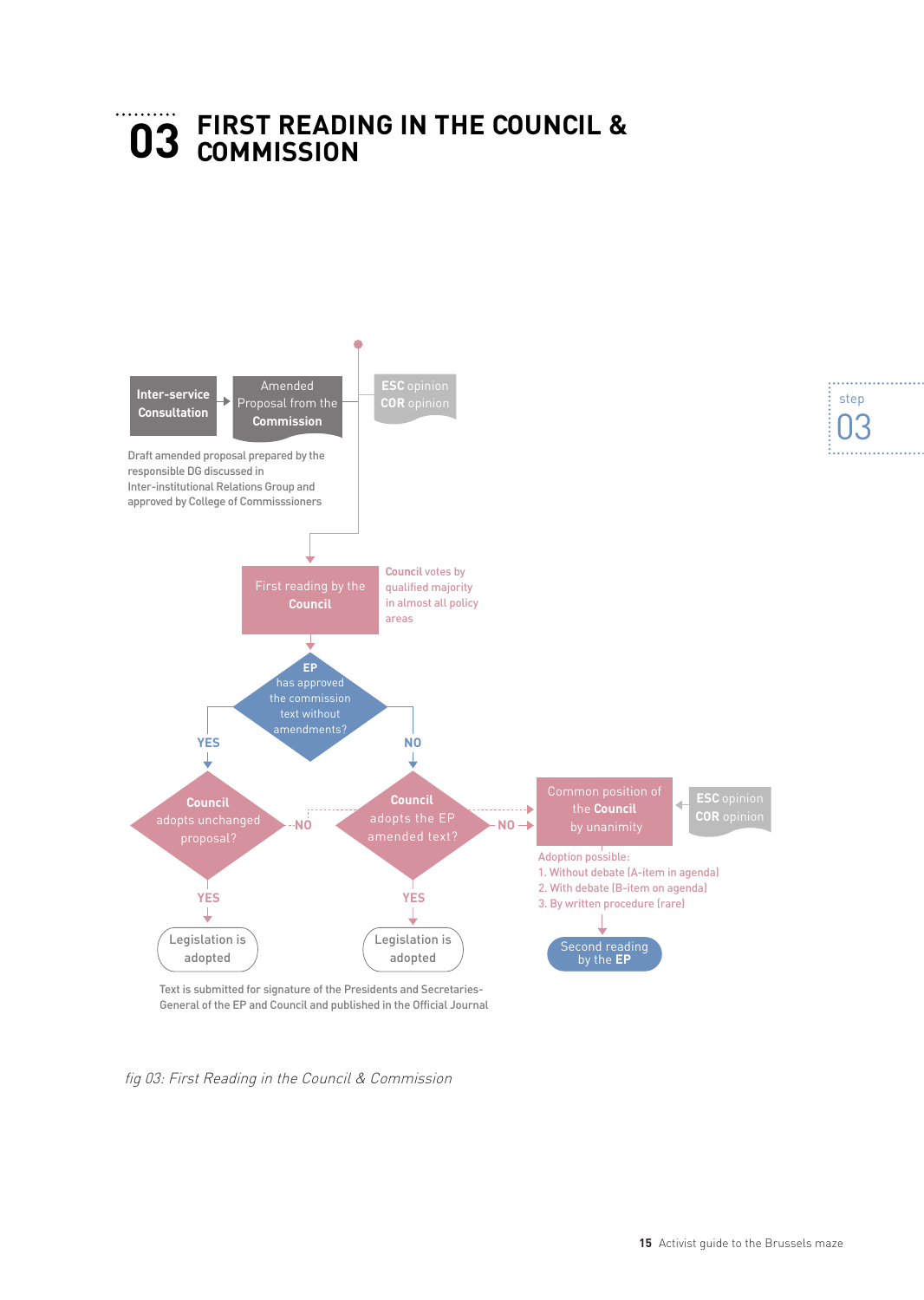# 03 FIRST READING IN THE COUNCIL & COMMISSION

step 03

**Inter-service Consultation** → Amended Proposal from the **Commission** — **ESC** opinion / **COR** opinion

Draft amended proposal prepared by the responsible DG discussed in Inter-institutional Relations Group and approved by College of Commisssioners

First reading by the **Council**

**Council** votes by qualified majority in almost all policy areas

**EP** has approved the commission text without amendments?

YES → **Council** adopts unchanged proposal?
- YES → Legislation is adopted
- NO → **Council** adopts the EP amended text?

NO → **Council** adopts the EP amended text?
- YES → Legislation is adopted
- NO → Common position of the **Council** by unanimity ← **ESC** opinion / **COR** opinion

Adoption possible:
1. Without debate (A-item in agenda)
2. With debate (B-item on agenda)
3. By written procedure (rare)

→ Second reading by the **EP**

Text is submitted for signature of the Presidents and Secretaries-General of the EP and Council and published in the Official Journal

*fig 03: First Reading in the Council & Commission*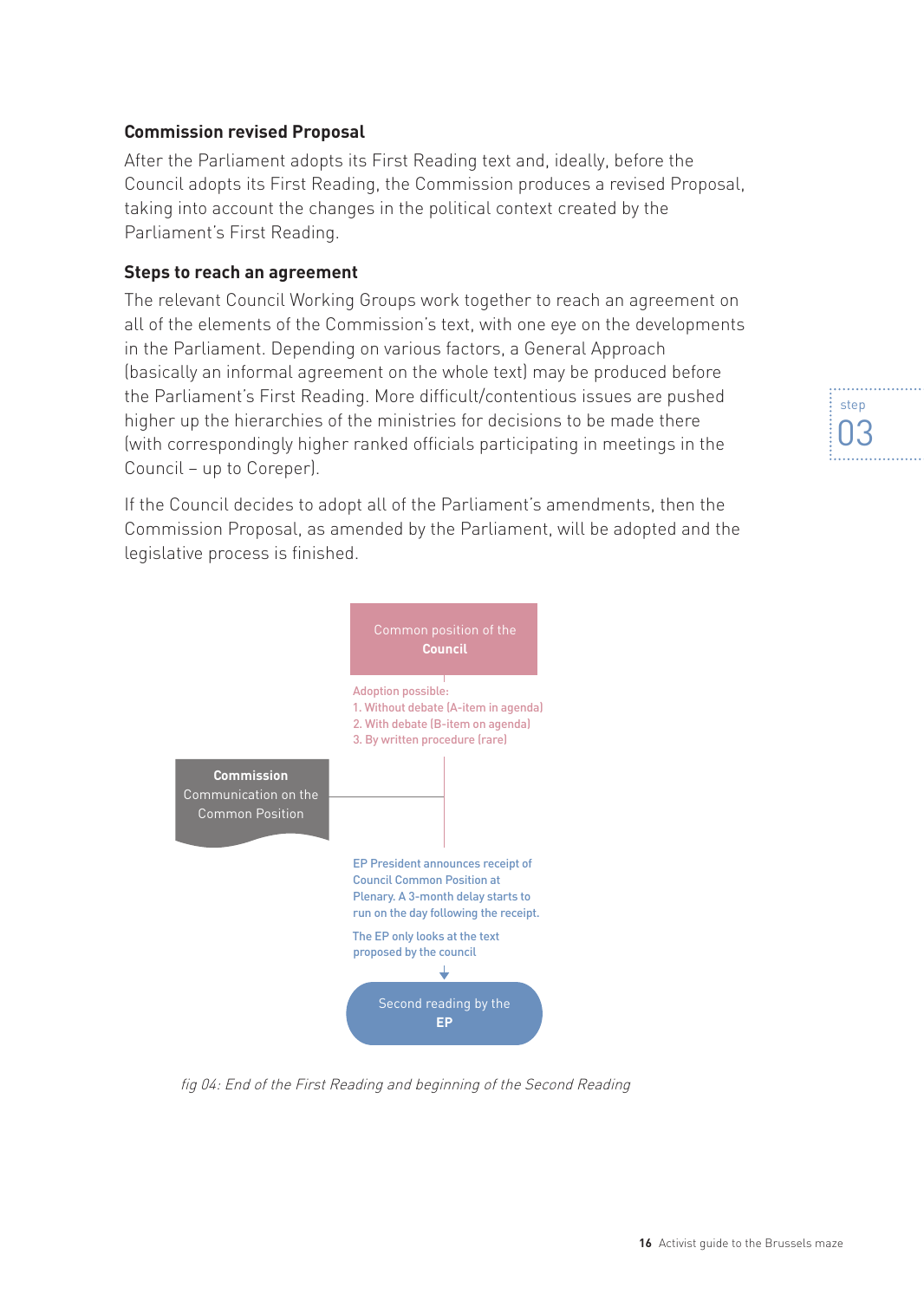### Commission revised Proposal

After the Parliament adopts its First Reading text and, ideally, before the Council adopts its First Reading, the Commission produces a revised Proposal, taking into account the changes in the political context created by the Parliament's First Reading.

### Steps to reach an agreement

The relevant Council Working Groups work together to reach an agreement on all of the elements of the Commission's text, with one eye on the developments in the Parliament. Depending on various factors, a General Approach (basically an informal agreement on the whole text) may be produced before the Parliament's First Reading. More difficult/contentious issues are pushed higher up the hierarchies of the ministries for decisions to be made there (with correspondingly higher ranked officials participating in meetings in the Council – up to Coreper).

If the Council decides to adopt all of the Parliament's amendments, then the Commission Proposal, as amended by the Parliament, will be adopted and the legislative process is finished.

step 03

Common position of the **Council**

Adoption possible:
1. Without debate (A-item in agenda)
2. With debate (B-item on agenda)
3. By written procedure (rare)

**Commission** Communication on the Common Position

EP President announces receipt of Council Common Position at Plenary. A 3-month delay starts to run on the day following the receipt.

The EP only looks at the text proposed by the council

Second reading by the **EP**

*fig 04: End of the First Reading and beginning of the Second Reading*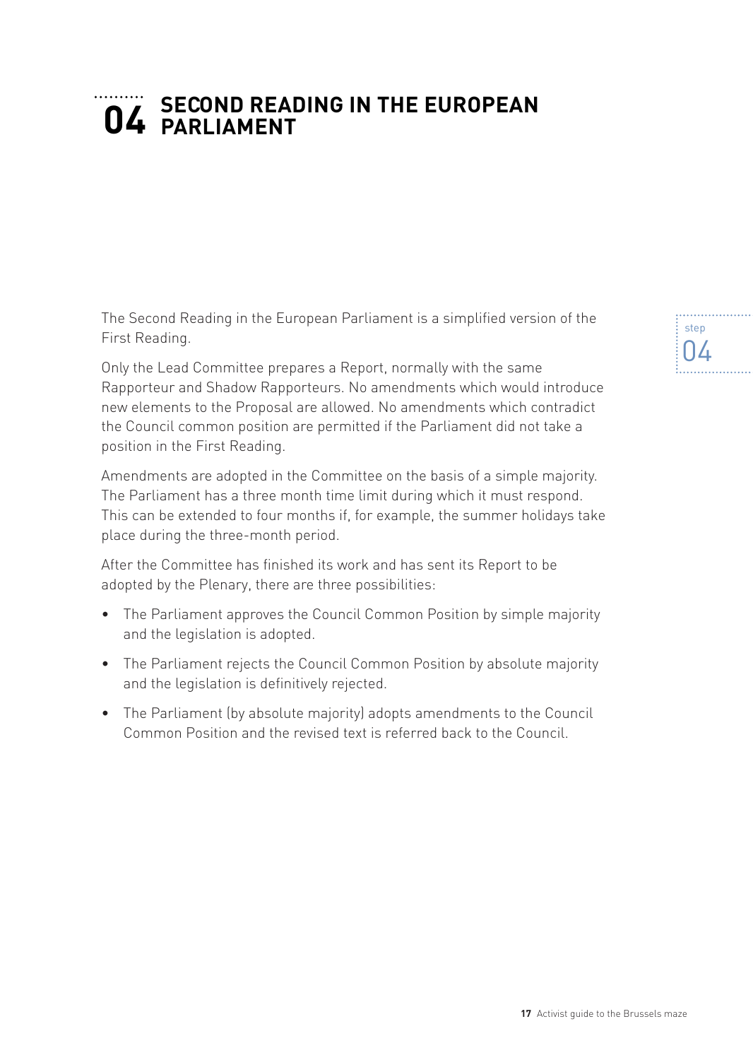# 04 SECOND READING IN THE EUROPEAN PARLIAMENT

The Second Reading in the European Parliament is a simplified version of the First Reading.

Only the Lead Committee prepares a Report, normally with the same Rapporteur and Shadow Rapporteurs. No amendments which would introduce new elements to the Proposal are allowed. No amendments which contradict the Council common position are permitted if the Parliament did not take a position in the First Reading.

Amendments are adopted in the Committee on the basis of a simple majority. The Parliament has a three month time limit during which it must respond. This can be extended to four months if, for example, the summer holidays take place during the three-month period.

After the Committee has finished its work and has sent its Report to be adopted by the Plenary, there are three possibilities:

- The Parliament approves the Council Common Position by simple majority and the legislation is adopted.
- The Parliament rejects the Council Common Position by absolute majority and the legislation is definitively rejected.
- The Parliament (by absolute majority) adopts amendments to the Council Common Position and the revised text is referred back to the Council.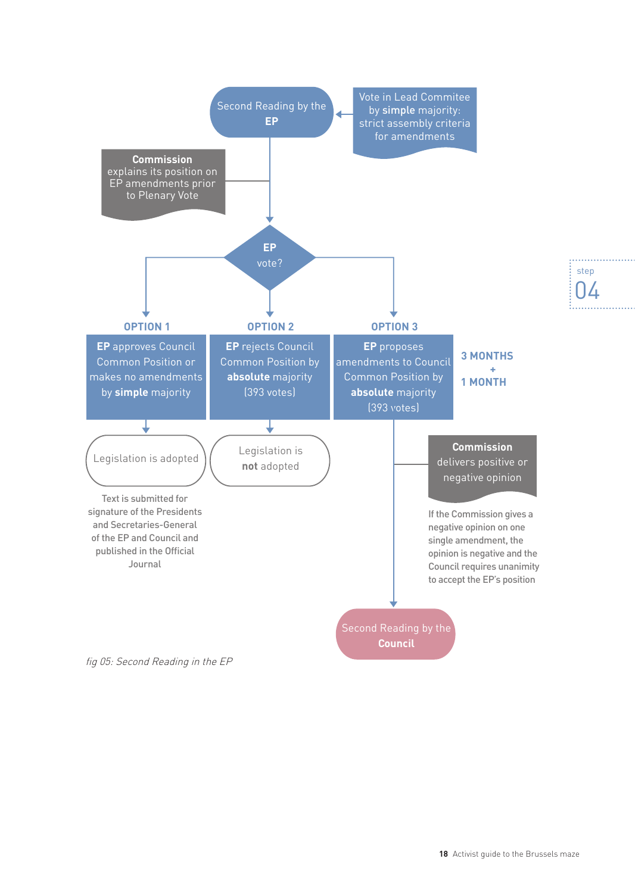Second Reading by the **EP**

Vote in Lead Commitee by **simple** majority: strict assembly criteria for amendments

**Commission** explains its position on EP amendments prior to Plenary Vote

**EP** vote?

step 04

**OPTION 1**

**EP** approves Council Common Position or makes no amendments by **simple** majority

Legislation is adopted

Text is submitted for signature of the Presidents and Secretaries-General of the EP and Council and published in the Official Journal

**OPTION 2**

**EP** rejects Council Common Position by **absolute** majority (393 votes)

Legislation is **not** adopted

**OPTION 3**

**EP** proposes amendments to Council Common Position by **absolute** majority (393 votes)

**3 MONTHS**
**+**
**1 MONTH**

**Commission** delivers positive or negative opinion

If the Commission gives a negative opinion on one single amendment, the opinion is negative and the Council requires unanimity to accept the EP's position

Second Reading by the **Council**

*fig 05: Second Reading in the EP*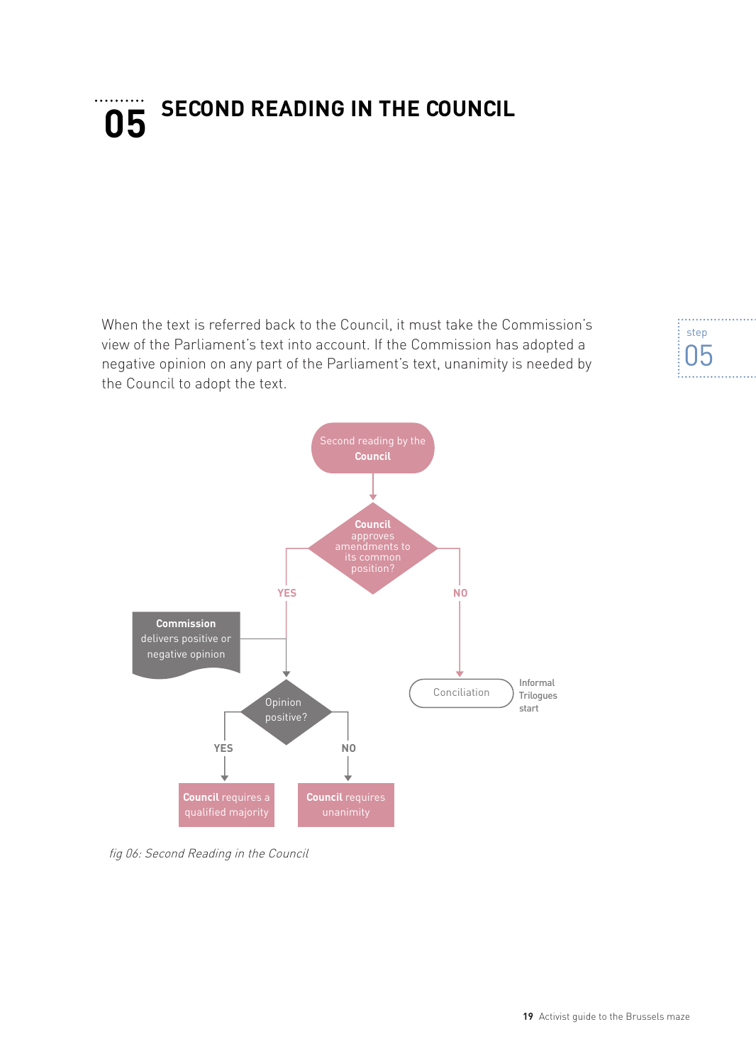# 05 SECOND READING IN THE COUNCIL

When the text is referred back to the Council, it must take the Commission's view of the Parliament's text into account. If the Commission has adopted a negative opinion on any part of the Parliament's text, unanimity is needed by the Council to adopt the text.

Second reading by the **Council**

**Council** approves amendments to its common position?

YES — **Commission** delivers positive or negative opinion → Opinion positive?

- YES → **Council** requires a qualified majority
- NO → **Council** requires unanimity

NO → Conciliation — Informal Trilogues start

*fig 06: Second Reading in the Council*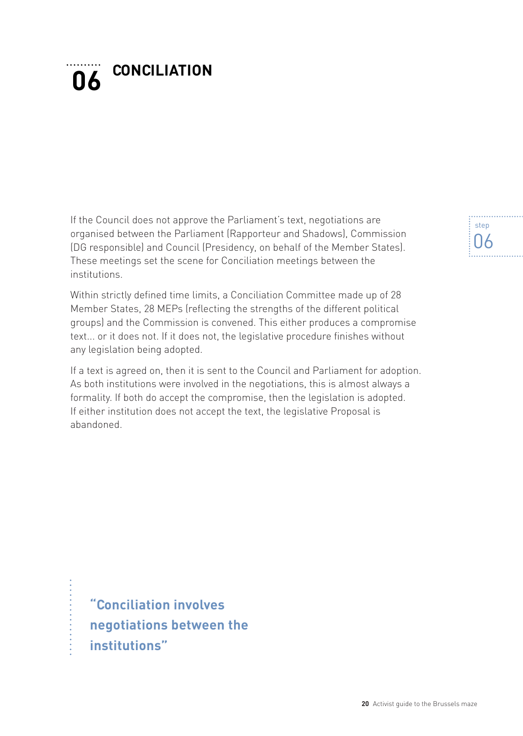# 06 CONCILIATION

step 06

If the Council does not approve the Parliament's text, negotiations are organised between the Parliament (Rapporteur and Shadows), Commission (DG responsible) and Council (Presidency, on behalf of the Member States). These meetings set the scene for Conciliation meetings between the institutions.

Within strictly defined time limits, a Conciliation Committee made up of 28 Member States, 28 MEPs (reflecting the strengths of the different political groups) and the Commission is convened. This either produces a compromise text... or it does not. If it does not, the legislative procedure finishes without any legislation being adopted.

If a text is agreed on, then it is sent to the Council and Parliament for adoption. As both institutions were involved in the negotiations, this is almost always a formality. If both do accept the compromise, then the legislation is adopted. If either institution does not accept the text, the legislative Proposal is abandoned.

**"Conciliation involves negotiations between the institutions"**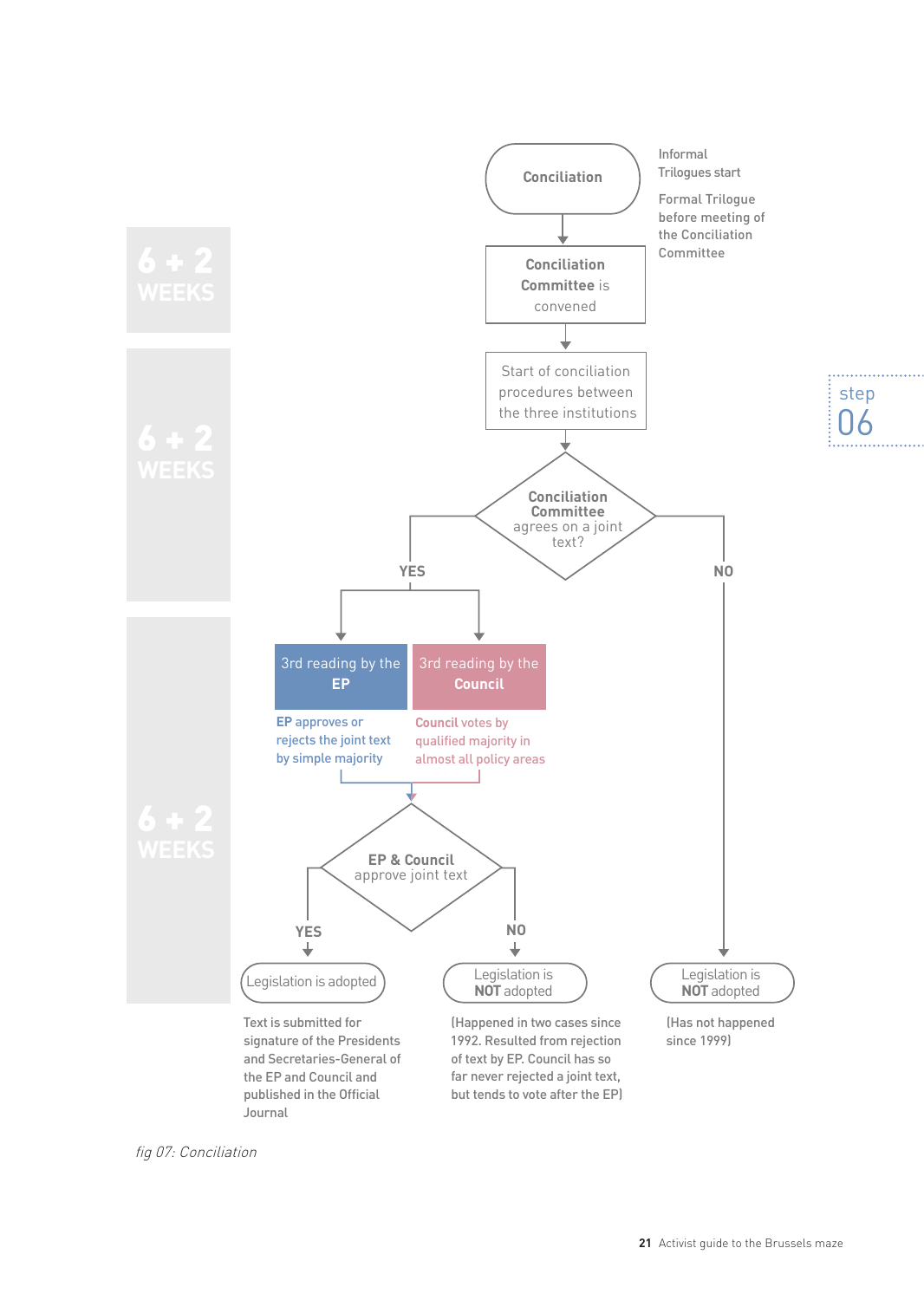step 06

**Conciliation**

Informal Trilogues start

Formal Trilogue before meeting of the Conciliation Committee

6 + 2 WEEKS

**Conciliation Committee** is convened

6 + 2 WEEKS

Start of conciliation procedures between the three institutions

**Conciliation Committee** agrees on a joint text?

YES

NO

6 + 2 WEEKS

3rd reading by the **EP**

**EP** approves or rejects the joint text by simple majority

3rd reading by the **Council**

**Council** votes by qualified majority in almost all policy areas

**EP & Council** approve joint text

YES

Legislation is adopted

Text is submitted for signature of the Presidents and Secretaries-General of the EP and Council and published in the Official Journal

NO

Legislation is **NOT** adopted

(Happened in two cases since 1992. Resulted from rejection of text by EP. Council has so far never rejected a joint text, but tends to vote after the EP)

Legislation is **NOT** adopted

(Has not happened since 1999)

*fig 07: Conciliation*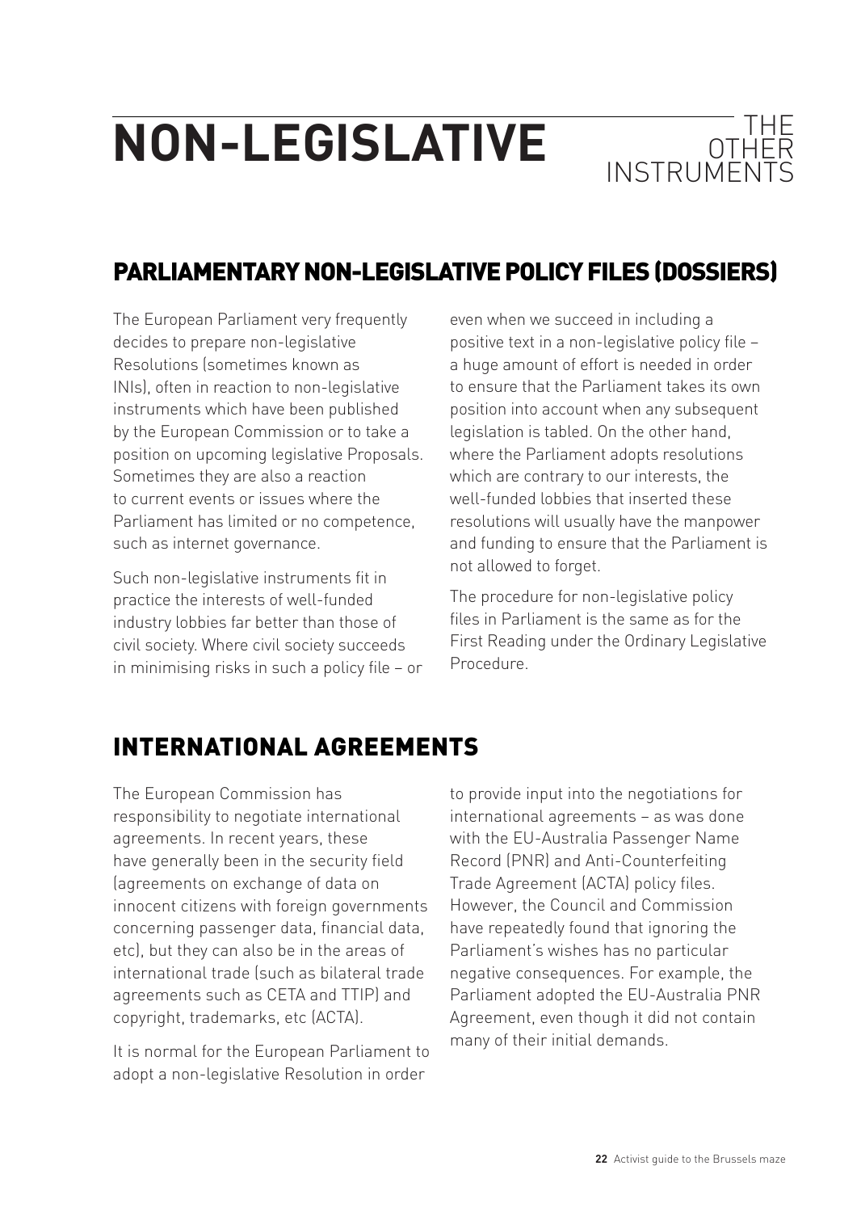# NON-LEGISLATIVE THE OTHER INSTRUMENTS

## PARLIAMENTARY NON-LEGISLATIVE POLICY FILES (DOSSIERS)

The European Parliament very frequently decides to prepare non-legislative Resolutions (sometimes known as INIs), often in reaction to non-legislative instruments which have been published by the European Commission or to take a position on upcoming legislative Proposals. Sometimes they are also a reaction to current events or issues where the Parliament has limited or no competence, such as internet governance.

Such non-legislative instruments fit in practice the interests of well-funded industry lobbies far better than those of civil society. Where civil society succeeds in minimising risks in such a policy file – or even when we succeed in including a positive text in a non-legislative policy file – a huge amount of effort is needed in order to ensure that the Parliament takes its own position into account when any subsequent legislation is tabled. On the other hand, where the Parliament adopts resolutions which are contrary to our interests, the well-funded lobbies that inserted these resolutions will usually have the manpower and funding to ensure that the Parliament is not allowed to forget.

The procedure for non-legislative policy files in Parliament is the same as for the First Reading under the Ordinary Legislative Procedure.

## INTERNATIONAL AGREEMENTS

The European Commission has responsibility to negotiate international agreements. In recent years, these have generally been in the security field (agreements on exchange of data on innocent citizens with foreign governments concerning passenger data, financial data, etc), but they can also be in the areas of international trade (such as bilateral trade agreements such as CETA and TTIP) and copyright, trademarks, etc (ACTA).

It is normal for the European Parliament to adopt a non-legislative Resolution in order to provide input into the negotiations for international agreements – as was done with the EU-Australia Passenger Name Record (PNR) and Anti-Counterfeiting Trade Agreement (ACTA) policy files. However, the Council and Commission have repeatedly found that ignoring the Parliament's wishes has no particular negative consequences. For example, the Parliament adopted the EU-Australia PNR Agreement, even though it did not contain many of their initial demands.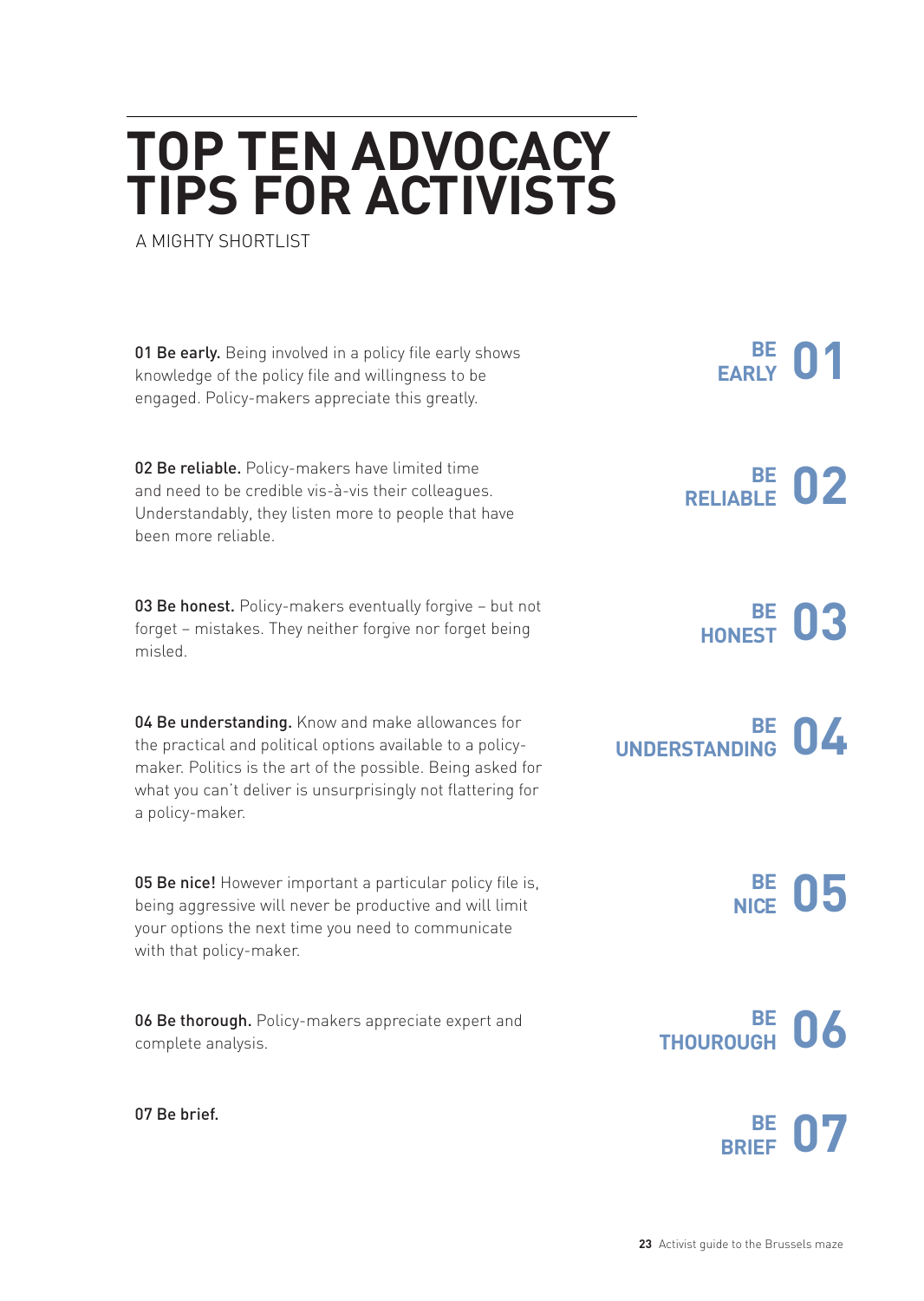# TOP TEN ADVOCACY TIPS FOR ACTIVISTS

A MIGHTY SHORTLIST

**01 Be early.** Being involved in a policy file early shows knowledge of the policy file and willingness to be engaged. Policy-makers appreciate this greatly.

**BE EARLY 01**

**02 Be reliable.** Policy-makers have limited time and need to be credible vis-à-vis their colleagues. Understandably, they listen more to people that have been more reliable.

**BE RELIABLE 02**

**03 Be honest.** Policy-makers eventually forgive – but not forget – mistakes. They neither forgive nor forget being misled.

**BE HONEST 03**

**04 Be understanding.** Know and make allowances for the practical and political options available to a policy-maker. Politics is the art of the possible. Being asked for what you can't deliver is unsurprisingly not flattering for a policy-maker.

**BE UNDERSTANDING 04**

**05 Be nice!** However important a particular policy file is, being aggressive will never be productive and will limit your options the next time you need to communicate with that policy-maker.

**BE NICE 05**

**06 Be thorough.** Policy-makers appreciate expert and complete analysis.

**BE THOUROUGH 06**

**07 Be brief.**

**BE BRIEF 07**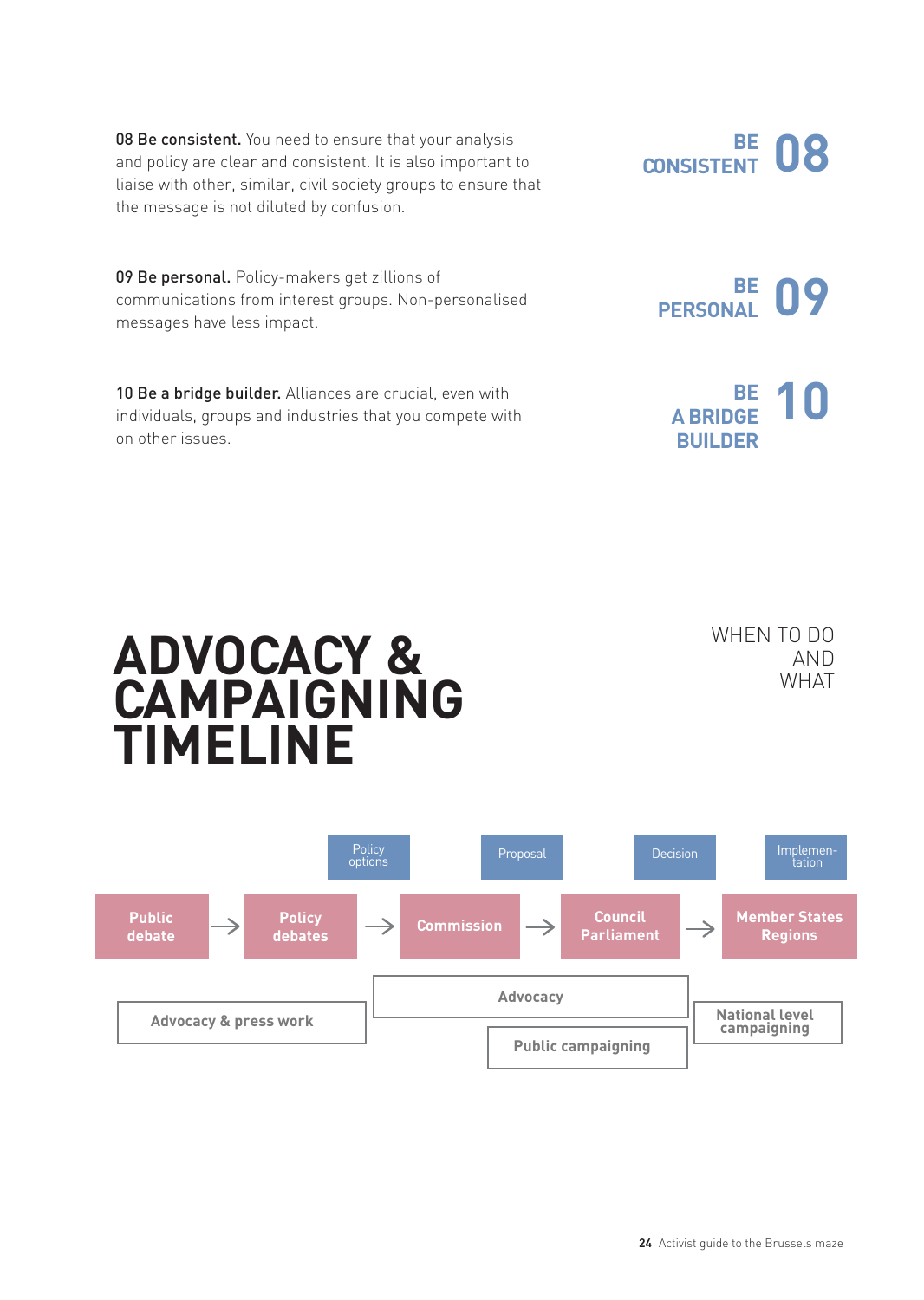**08 Be consistent.** You need to ensure that your analysis and policy are clear and consistent. It is also important to liaise with other, similar, civil society groups to ensure that the message is not diluted by confusion.

BE CONSISTENT 08

**09 Be personal.** Policy-makers get zillions of communications from interest groups. Non-personalised messages have less impact.

BE PERSONAL 09

**10 Be a bridge builder.** Alliances are crucial, even with individuals, groups and industries that you compete with on other issues.

BE A BRIDGE BUILDER 10

# ADVOCACY & CAMPAIGNING TIMELINE

WHEN TO DO AND WHAT

| | Policy options | Proposal | Decision | Implementation |
|---|---|---|---|---|
| Public debate → Policy debates → | Commission → | | Council Parliament → | Member States Regions |

Advocacy & press work — Advocacy — Public campaigning — National level campaigning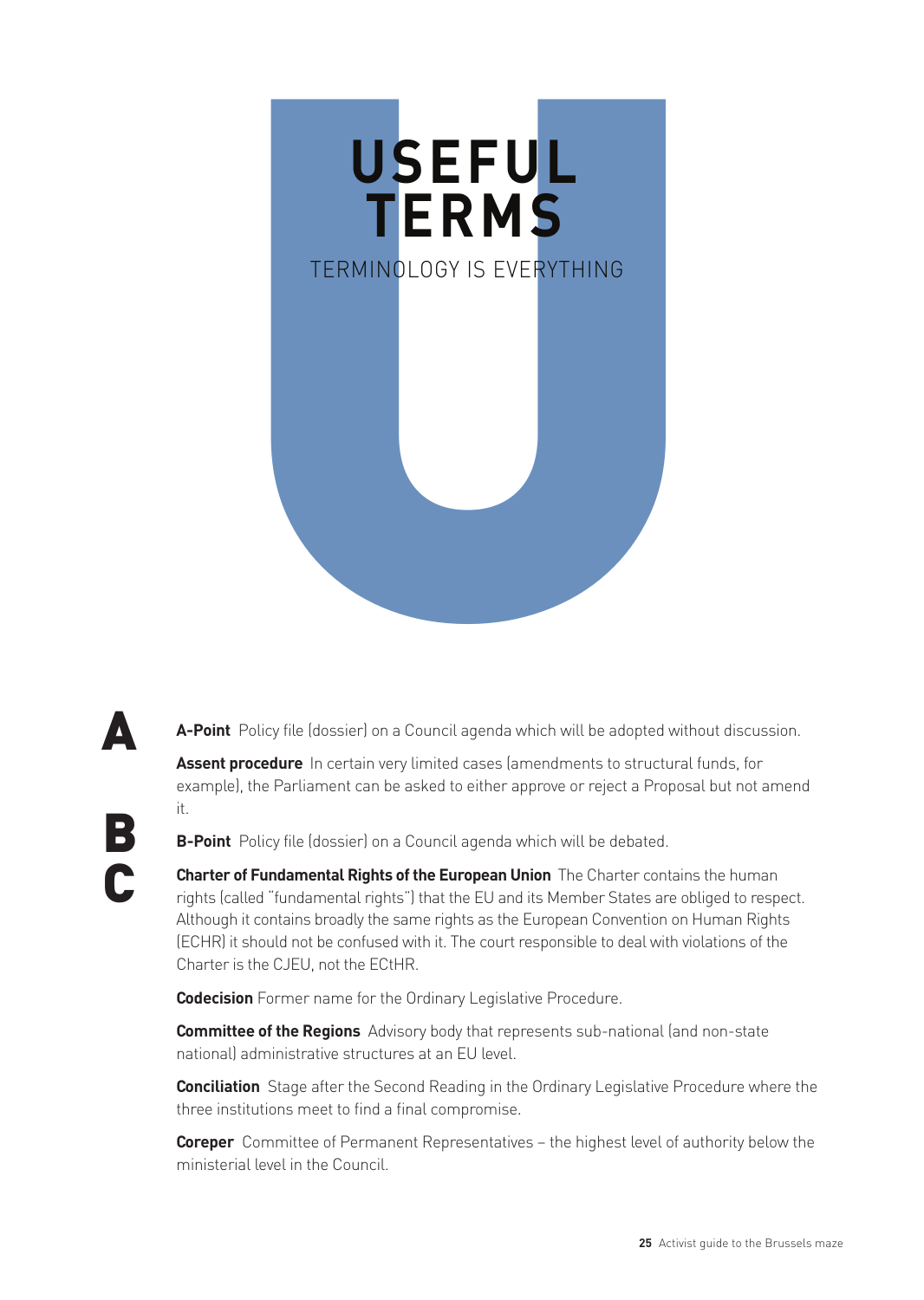# USEFUL TERMS

TERMINOLOGY IS EVERYTHING

## A

**A-Point** Policy file (dossier) on a Council agenda which will be adopted without discussion.

**Assent procedure** In certain very limited cases (amendments to structural funds, for example), the Parliament can be asked to either approve or reject a Proposal but not amend it.

## B

**B-Point** Policy file (dossier) on a Council agenda which will be debated.

## C

**Charter of Fundamental Rights of the European Union** The Charter contains the human rights (called "fundamental rights") that the EU and its Member States are obliged to respect. Although it contains broadly the same rights as the European Convention on Human Rights (ECHR) it should not be confused with it. The court responsible to deal with violations of the Charter is the CJEU, not the ECtHR.

**Codecision** Former name for the Ordinary Legislative Procedure.

**Committee of the Regions** Advisory body that represents sub-national (and non-state national) administrative structures at an EU level.

**Conciliation** Stage after the Second Reading in the Ordinary Legislative Procedure where the three institutions meet to find a final compromise.

**Coreper** Committee of Permanent Representatives – the highest level of authority below the ministerial level in the Council.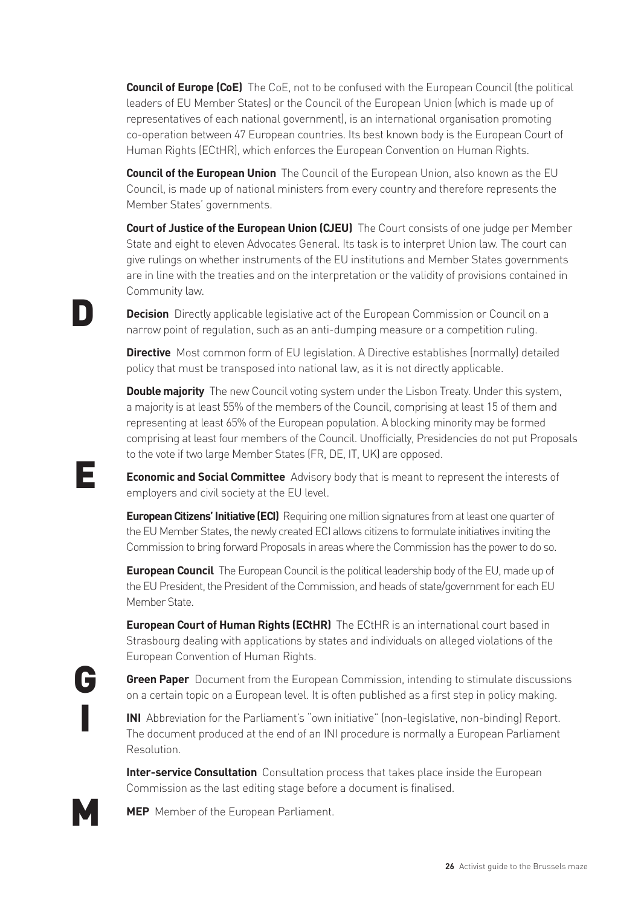**Council of Europe (CoE)** The CoE, not to be confused with the European Council (the political leaders of EU Member States) or the Council of the European Union (which is made up of representatives of each national government), is an international organisation promoting co-operation between 47 European countries. Its best known body is the European Court of Human Rights (ECtHR), which enforces the European Convention on Human Rights.

**Council of the European Union** The Council of the European Union, also known as the EU Council, is made up of national ministers from every country and therefore represents the Member States' governments.

**Court of Justice of the European Union (CJEU)** The Court consists of one judge per Member State and eight to eleven Advocates General. Its task is to interpret Union law. The court can give rulings on whether instruments of the EU institutions and Member States governments are in line with the treaties and on the interpretation or the validity of provisions contained in Community law.

## D

**Decision** Directly applicable legislative act of the European Commission or Council on a narrow point of regulation, such as an anti-dumping measure or a competition ruling.

**Directive** Most common form of EU legislation. A Directive establishes (normally) detailed policy that must be transposed into national law, as it is not directly applicable.

**Double majority** The new Council voting system under the Lisbon Treaty. Under this system, a majority is at least 55% of the members of the Council, comprising at least 15 of them and representing at least 65% of the European population. A blocking minority may be formed comprising at least four members of the Council. Unofficially, Presidencies do not put Proposals to the vote if two large Member States (FR, DE, IT, UK) are opposed.

## E

**Economic and Social Committee** Advisory body that is meant to represent the interests of employers and civil society at the EU level.

**European Citizens' Initiative (ECI)** Requiring one million signatures from at least one quarter of the EU Member States, the newly created ECI allows citizens to formulate initiatives inviting the Commission to bring forward Proposals in areas where the Commission has the power to do so.

**European Council** The European Council is the political leadership body of the EU, made up of the EU President, the President of the Commission, and heads of state/government for each EU Member State.

**European Court of Human Rights (ECtHR)** The ECtHR is an international court based in Strasbourg dealing with applications by states and individuals on alleged violations of the European Convention of Human Rights.

## G

**Green Paper** Document from the European Commission, intending to stimulate discussions on a certain topic on a European level. It is often published as a first step in policy making.

## I

**INI** Abbreviation for the Parliament's "own initiative" (non-legislative, non-binding) Report. The document produced at the end of an INI procedure is normally a European Parliament Resolution.

**Inter-service Consultation** Consultation process that takes place inside the European Commission as the last editing stage before a document is finalised.

## M

**MEP** Member of the European Parliament.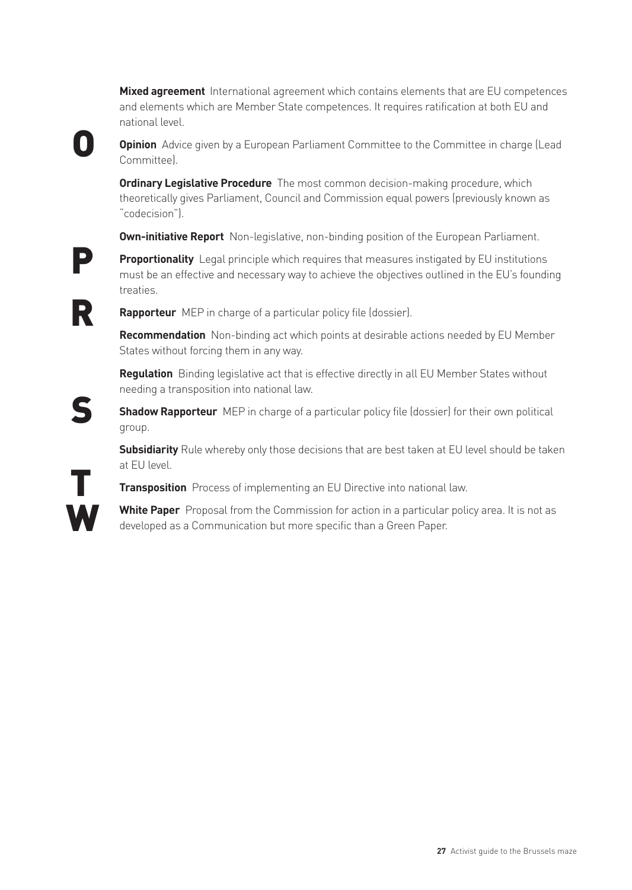**Mixed agreement** International agreement which contains elements that are EU competences and elements which are Member State competences. It requires ratification at both EU and national level.

## O

**Opinion** Advice given by a European Parliament Committee to the Committee in charge (Lead Committee).

**Ordinary Legislative Procedure** The most common decision-making procedure, which theoretically gives Parliament, Council and Commission equal powers (previously known as "codecision").

**Own-initiative Report** Non-legislative, non-binding position of the European Parliament.

## P

**Proportionality** Legal principle which requires that measures instigated by EU institutions must be an effective and necessary way to achieve the objectives outlined in the EU's founding treaties.

## R

**Rapporteur** MEP in charge of a particular policy file (dossier).

**Recommendation** Non-binding act which points at desirable actions needed by EU Member States without forcing them in any way.

**Regulation** Binding legislative act that is effective directly in all EU Member States without needing a transposition into national law.

## S

**Shadow Rapporteur** MEP in charge of a particular policy file (dossier) for their own political group.

**Subsidiarity** Rule whereby only those decisions that are best taken at EU level should be taken at EU level.

## T

**Transposition** Process of implementing an EU Directive into national law.

## W

**White Paper** Proposal from the Commission for action in a particular policy area. It is not as developed as a Communication but more specific than a Green Paper.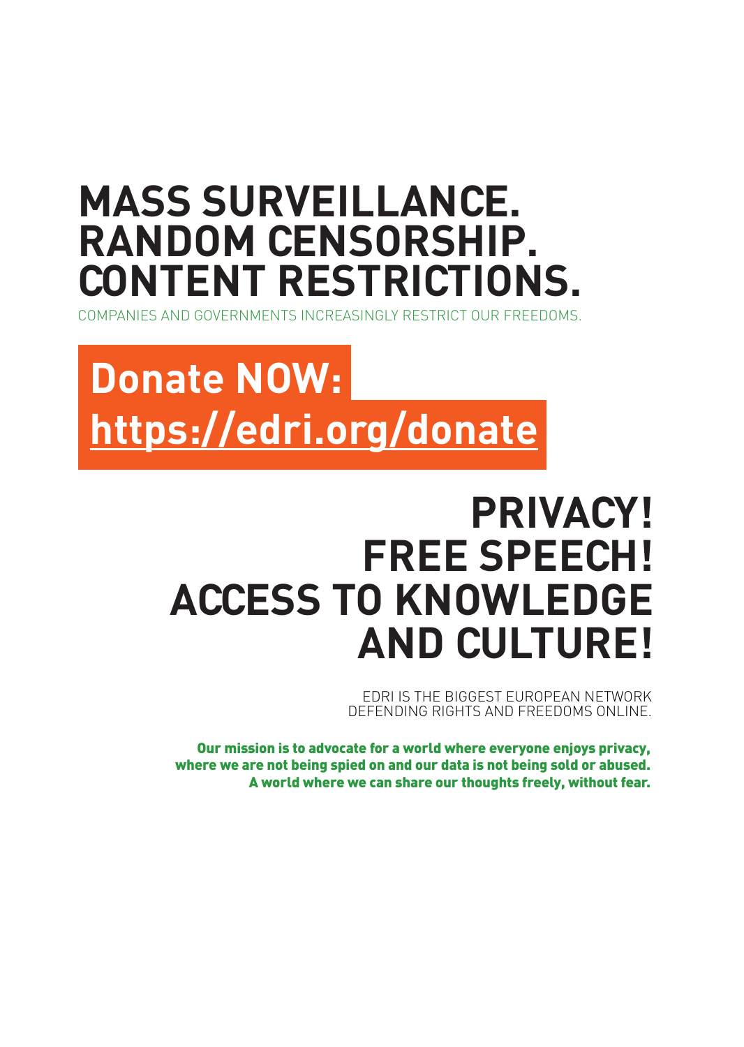# MASS SURVEILLANCE. RANDOM CENSORSHIP. CONTENT RESTRICTIONS.

COMPANIES AND GOVERNMENTS INCREASINGLY RESTRICT OUR FREEDOMS.

## Donate NOW: https://edri.org/donate

# PRIVACY! FREE SPEECH! ACCESS TO KNOWLEDGE AND CULTURE!

EDRI IS THE BIGGEST EUROPEAN NETWORK DEFENDING RIGHTS AND FREEDOMS ONLINE.

**Our mission is to advocate for a world where everyone enjoys privacy, where we are not being spied on and our data is not being sold or abused. A world where we can share our thoughts freely, without fear.**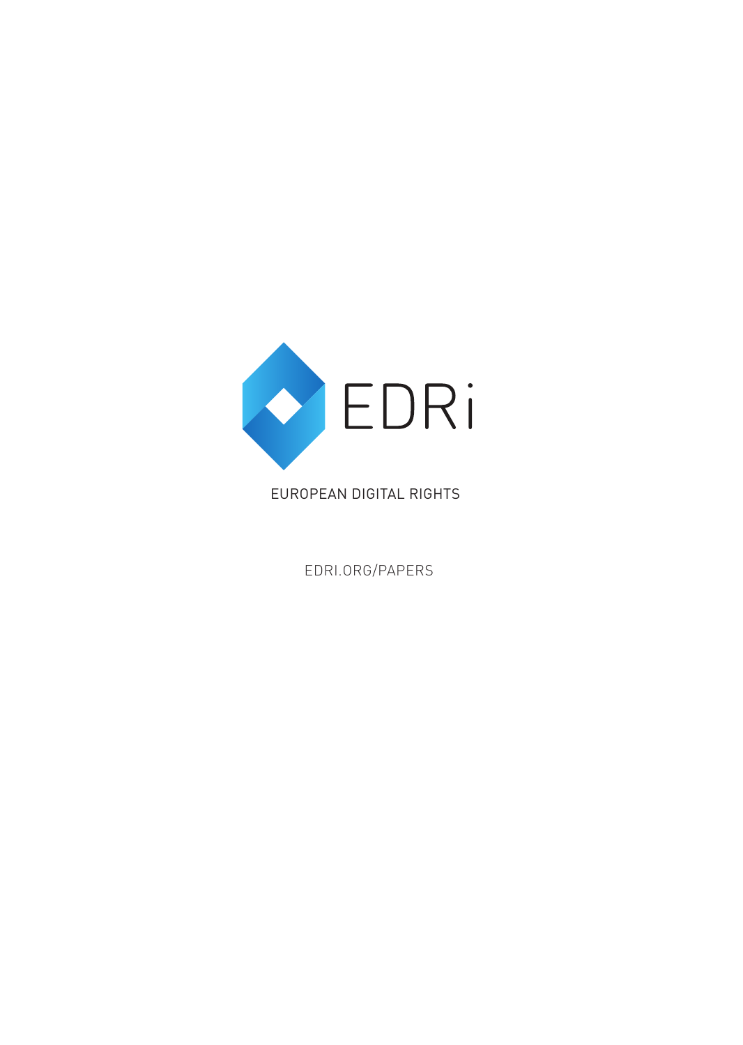EDRi

EUROPEAN DIGITAL RIGHTS

EDRI.ORG/PAPERS